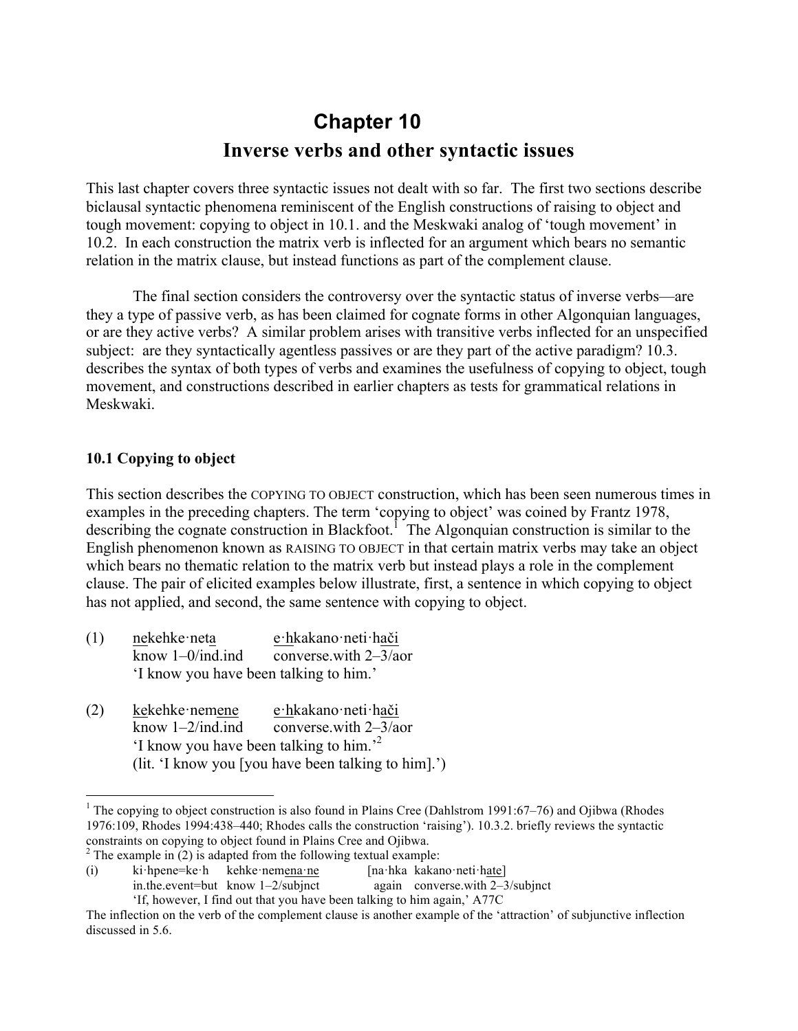# Chapter 10
## Inverse verbs and other syntactic issues

This last chapter covers three syntactic issues not dealt with so far. The first two sections describe biclausal syntactic phenomena reminiscent of the English constructions of raising to object and tough movement: copying to object in 10.1. and the Meskwaki analog of 'tough movement' in 10.2. In each construction the matrix verb is inflected for an argument which bears no semantic relation in the matrix clause, but instead functions as part of the complement clause.

The final section considers the controversy over the syntactic status of inverse verbs—are they a type of passive verb, as has been claimed for cognate forms in other Algonquian languages, or are they active verbs? A similar problem arises with transitive verbs inflected for an unspecified subject: are they syntactically agentless passives or are they part of the active paradigm? 10.3. describes the syntax of both types of verbs and examines the usefulness of copying to object, tough movement, and constructions described in earlier chapters as tests for grammatical relations in Meskwaki.

### 10.1 Copying to object

This section describes the COPYING TO OBJECT construction, which has been seen numerous times in examples in the preceding chapters. The term 'copying to object' was coined by Frantz 1978, describing the cognate construction in Blackfoot.[1] The Algonquian construction is similar to the English phenomenon known as RAISING TO OBJECT in that certain matrix verbs may take an object which bears no thematic relation to the matrix verb but instead plays a role in the complement clause. The pair of elicited examples below illustrate, first, a sentence in which copying to object has not applied, and second, the same sentence with copying to object.

(1) <u>ne</u>kehke·net<u>a</u> &nbsp;&nbsp;&nbsp; <u>e·h</u>kakano·neti·h<u>ači</u>
&nbsp;&nbsp;&nbsp;&nbsp;&nbsp;know 1–0/ind.ind &nbsp;&nbsp;&nbsp; converse.with 2–3/aor
&nbsp;&nbsp;&nbsp;&nbsp;&nbsp;'I know you have been talking to him.'

(2) <u>ke</u>kehke·nem<u>ene</u> &nbsp;&nbsp;&nbsp; <u>e·h</u>kakano·neti·h<u>ači</u>
&nbsp;&nbsp;&nbsp;&nbsp;&nbsp;know 1–2/ind.ind &nbsp;&nbsp;&nbsp; converse.with 2–3/aor
&nbsp;&nbsp;&nbsp;&nbsp;&nbsp;'I know you have been talking to him.'[2]
&nbsp;&nbsp;&nbsp;&nbsp;&nbsp;(lit. 'I know you [you have been talking to him].')

---

[1] The copying to object construction is also found in Plains Cree (Dahlstrom 1991:67–76) and Ojibwa (Rhodes 1976:109, Rhodes 1994:438–440; Rhodes calls the construction 'raising'). 10.3.2. briefly reviews the syntactic constraints on copying to object found in Plains Cree and Ojibwa.

[2] The example in (2) is adapted from the following textual example:

(i) ki·hpene=ke·h &nbsp;&nbsp; kehke·nem<u>ena·ne</u> &nbsp;&nbsp; [na·hka &nbsp;kakano·neti·h<u>ate</u>]
&nbsp;&nbsp;&nbsp;&nbsp;in.the.event=but &nbsp;&nbsp; know 1–2/subjnct &nbsp;&nbsp; again &nbsp;converse.with 2–3/subjnct
&nbsp;&nbsp;&nbsp;&nbsp;'If, however, I find out that you have been talking to him again,' A77C

The inflection on the verb of the complement clause is another example of the 'attraction' of subjunctive inflection discussed in 5.6.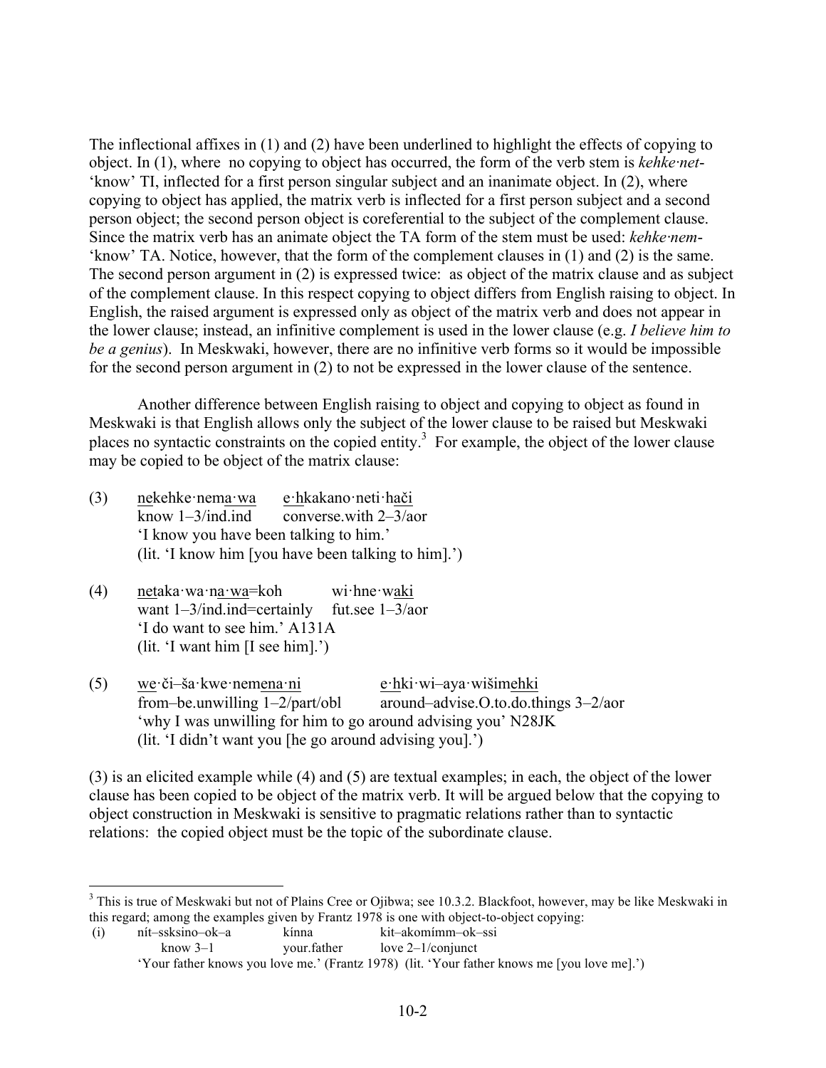The inflectional affixes in (1) and (2) have been underlined to highlight the effects of copying to object. In (1), where no copying to object has occurred, the form of the verb stem is *kehke·net-* 'know' TI, inflected for a first person singular subject and an inanimate object. In (2), where copying to object has applied, the matrix verb is inflected for a first person subject and a second person object; the second person object is coreferential to the subject of the complement clause. Since the matrix verb has an animate object the TA form of the stem must be used: *kehke·nem-* 'know' TA. Notice, however, that the form of the complement clauses in (1) and (2) is the same. The second person argument in (2) is expressed twice: as object of the matrix clause and as subject of the complement clause. In this respect copying to object differs from English raising to object. In English, the raised argument is expressed only as object of the matrix verb and does not appear in the lower clause; instead, an infinitive complement is used in the lower clause (e.g. *I believe him to be a genius*). In Meskwaki, however, there are no infinitive verb forms so it would be impossible for the second person argument in (2) to not be expressed in the lower clause of the sentence.

Another difference between English raising to object and copying to object as found in Meskwaki is that English allows only the subject of the lower clause to be raised but Meskwaki places no syntactic constraints on the copied entity.[3] For example, the object of the lower clause may be copied to be object of the matrix clause:

(3) nekehke·nema·wa    e·hkakano·neti·hači
    know 1–3/ind.ind    converse.with 2–3/aor
    'I know you have been talking to him.'
    (lit. 'I know him [you have been talking to him].')

(4) netaka·wa·na·wa=koh    wi·hne·waki
    want 1–3/ind.ind=certainly    fut.see 1–3/aor
    'I do want to see him.' A131A
    (lit. 'I want him [I see him].')

(5) we·či–ša·kwe·nemena·ni    e·hki·wi–aya·wišimehki
    from–be.unwilling 1–2/part/obl    around–advise.O.to.do.things 3–2/aor
    'why I was unwilling for him to go around advising you' N28JK
    (lit. 'I didn't want you [he go around advising you].')

(3) is an elicited example while (4) and (5) are textual examples; in each, the object of the lower clause has been copied to be object of the matrix verb. It will be argued below that the copying to object construction in Meskwaki is sensitive to pragmatic relations rather than to syntactic relations: the copied object must be the topic of the subordinate clause.

---

[3] This is true of Meskwaki but not of Plains Cree or Ojibwa; see 10.3.2. Blackfoot, however, may be like Meskwaki in this regard; among the examples given by Frantz 1978 is one with object-to-object copying:

(i) nít–ssksino–ok–a    kínna    kit–akomímm–ok–ssi
    know 3–1    your.father    love 2–1/conjunct
    'Your father knows you love me.' (Frantz 1978) (lit. 'Your father knows me [you love me].')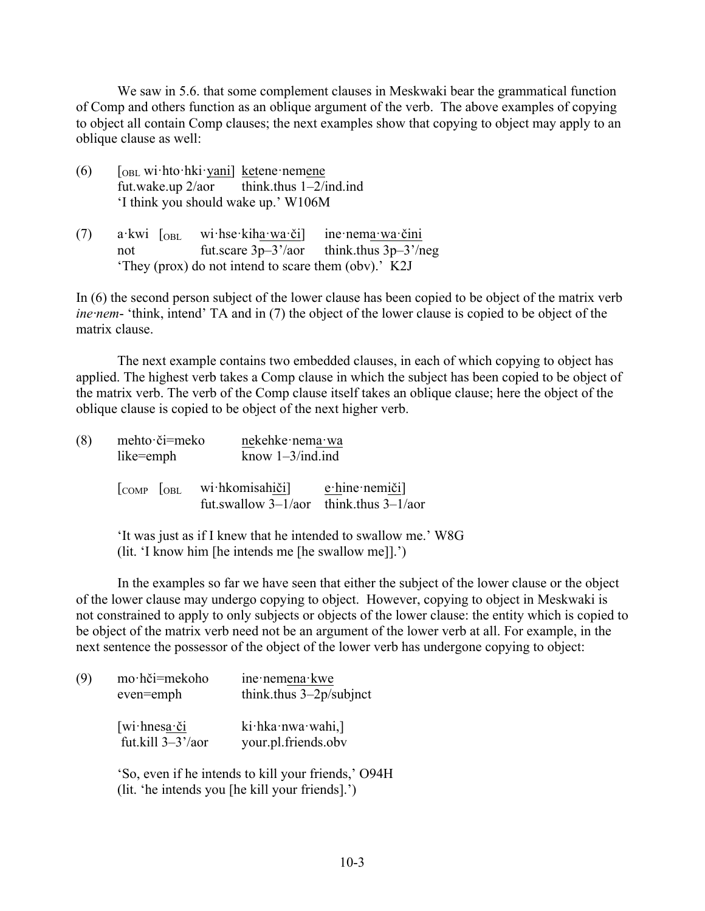We saw in 5.6. that some complement clauses in Meskwaki bear the grammatical function of Comp and others function as an oblique argument of the verb. The above examples of copying to object all contain Comp clauses; the next examples show that copying to object may apply to an oblique clause as well:

(6) [<sub>OBL</sub> wi·hto·hki·yani] ketene·nemene  
fut.wake.up 2/aor think.thus 1–2/ind.ind  
'I think you should wake up.' W106M

(7) a·kwi [<sub>OBL</sub> wi·hse·kiha·wa·či] ine·nema·wa·čini  
not fut.scare 3p–3'/aor think.thus 3p–3'/neg  
'They (prox) do not intend to scare them (obv).' K2J

In (6) the second person subject of the lower clause has been copied to be object of the matrix verb *ine·nem-* 'think, intend' TA and in (7) the object of the lower clause is copied to be object of the matrix clause.

The next example contains two embedded clauses, in each of which copying to object has applied. The highest verb takes a Comp clause in which the subject has been copied to be object of the matrix verb. The verb of the Comp clause itself takes an oblique clause; here the object of the oblique clause is copied to be object of the next higher verb.

(8) mehto·či=meko nekehke·nema·wa  
like=emph know 1–3/ind.ind

[<sub>COMP</sub> [<sub>OBL</sub> wi·hkomisahiči] e·hine·nemiči]  
fut.swallow 3–1/aor think.thus 3–1/aor

'It was just as if I knew that he intended to swallow me.' W8G  
(lit. 'I know him [he intends me [he swallow me]].')

In the examples so far we have seen that either the subject of the lower clause or the object of the lower clause may undergo copying to object. However, copying to object in Meskwaki is not constrained to apply to only subjects or objects of the lower clause: the entity which is copied to be object of the matrix verb need not be an argument of the lower verb at all. For example, in the next sentence the possessor of the object of the lower verb has undergone copying to object:

(9) mo·hči=mekoho ine·nemena·kwe  
even=emph think.thus 3–2p/subjnct

[wi·hnesa·či ki·hka·nwa·wahi,]  
fut.kill 3–3'/aor your.pl.friends.obv

'So, even if he intends to kill your friends,' O94H  
(lit. 'he intends you [he kill your friends].')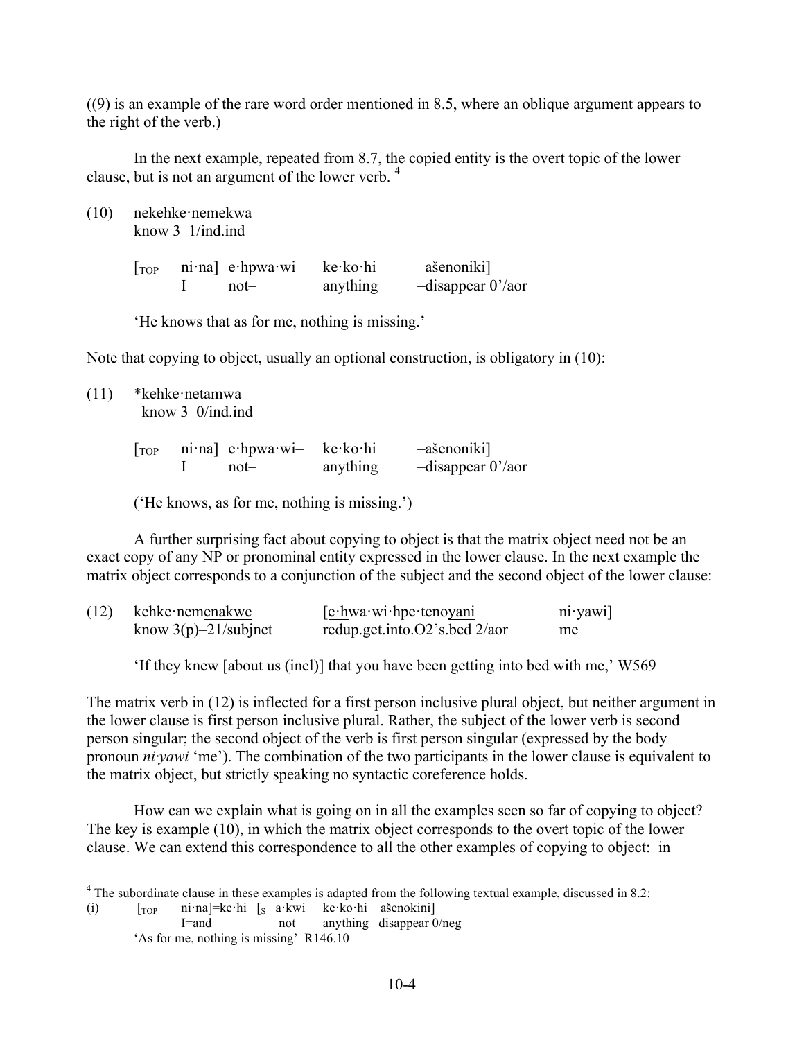((9) is an example of the rare word order mentioned in 8.5, where an oblique argument appears to the right of the verb.)

In the next example, repeated from 8.7, the copied entity is the overt topic of the lower clause, but is not an argument of the lower verb.[4]

(10) nekehke·nemekwa
know 3–1/ind.ind

[TOP ni·na] e·hpwa·wi– ke·ko·hi –ašenoniki]
I not– anything –disappear 0'/aor

'He knows that as for me, nothing is missing.'

Note that copying to object, usually an optional construction, is obligatory in (10):

(11) *kehke·netamwa
know 3–0/ind.ind

[TOP ni·na] e·hpwa·wi– ke·ko·hi –ašenoniki]
I not– anything –disappear 0'/aor

('He knows, as for me, nothing is missing.')

A further surprising fact about copying to object is that the matrix object need not be an exact copy of any NP or pronominal entity expressed in the lower clause. In the next example the matrix object corresponds to a conjunction of the subject and the second object of the lower clause:

(12) kehke·nemenakwe [e·hwa·wi·hpe·tenoyani ni·yawi]
know 3(p)–21/subjnct redup.get.into.O2's.bed 2/aor me

'If they knew [about us (incl)] that you have been getting into bed with me,' W569

The matrix verb in (12) is inflected for a first person inclusive plural object, but neither argument in the lower clause is first person inclusive plural. Rather, the subject of the lower verb is second person singular; the second object of the verb is first person singular (expressed by the body pronoun *ni·yawi* 'me'). The combination of the two participants in the lower clause is equivalent to the matrix object, but strictly speaking no syntactic coreference holds.

How can we explain what is going on in all the examples seen so far of copying to object? The key is example (10), in which the matrix object corresponds to the overt topic of the lower clause. We can extend this correspondence to all the other examples of copying to object: in

---

[4] The subordinate clause in these examples is adapted from the following textual example, discussed in 8.2:

(i) [TOP ni·na]=ke·hi [S a·kwi ke·ko·hi ašenokini]
I=and not anything disappear 0/neg

'As for me, nothing is missing' R146.10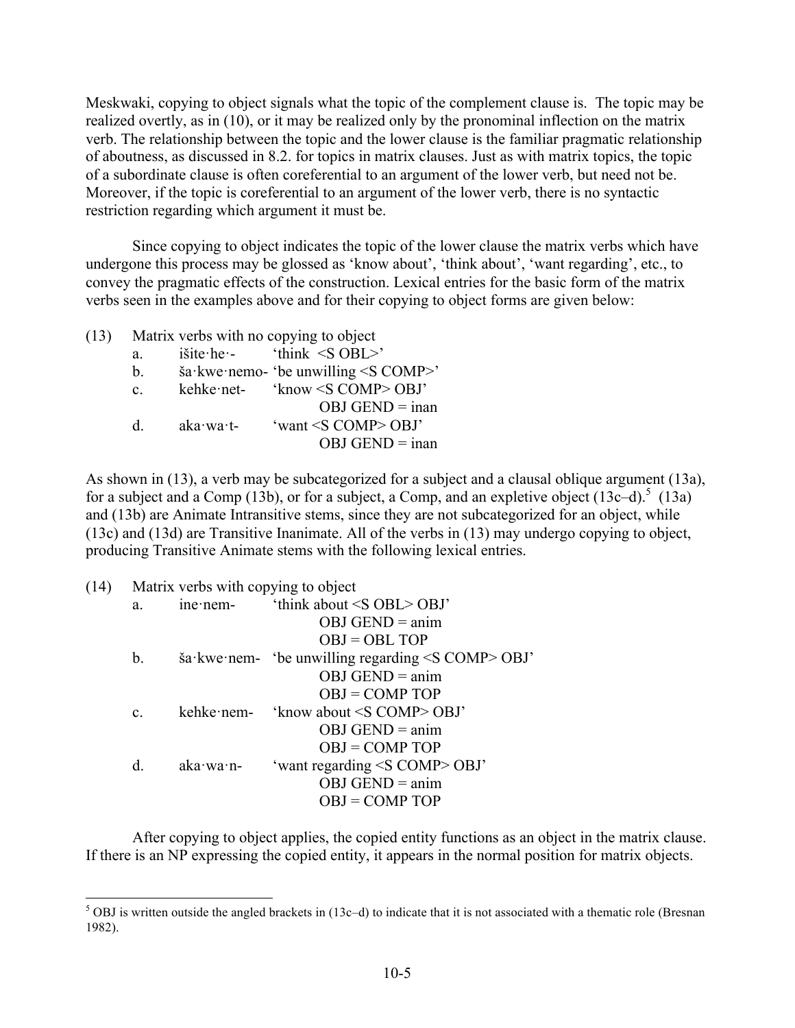Meskwaki, copying to object signals what the topic of the complement clause is. The topic may be realized overtly, as in (10), or it may be realized only by the pronominal inflection on the matrix verb. The relationship between the topic and the lower clause is the familiar pragmatic relationship of aboutness, as discussed in 8.2. for topics in matrix clauses. Just as with matrix topics, the topic of a subordinate clause is often coreferential to an argument of the lower verb, but need not be. Moreover, if the topic is coreferential to an argument of the lower verb, there is no syntactic restriction regarding which argument it must be.

Since copying to object indicates the topic of the lower clause the matrix verbs which have undergone this process may be glossed as 'know about', 'think about', 'want regarding', etc., to convey the pragmatic effects of the construction. Lexical entries for the basic form of the matrix verbs seen in the examples above and for their copying to object forms are given below:

(13) Matrix verbs with no copying to object

- a. išite·he·- 'think <S OBL>'
- b. ša·kwe·nemo- 'be unwilling <S COMP>'
- c. kehke·net- 'know <S COMP> OBJ'  
  OBJ GEND = inan
- d. aka·wa·t- 'want <S COMP> OBJ'  
  OBJ GEND = inan

As shown in (13), a verb may be subcategorized for a subject and a clausal oblique argument (13a), for a subject and a Comp (13b), or for a subject, a Comp, and an expletive object (13c–d).[5] (13a) and (13b) are Animate Intransitive stems, since they are not subcategorized for an object, while (13c) and (13d) are Transitive Inanimate. All of the verbs in (13) may undergo copying to object, producing Transitive Animate stems with the following lexical entries.

(14) Matrix verbs with copying to object

- a. ine·nem- 'think about <S OBL> OBJ'  
  OBJ GEND = anim  
  OBJ = OBL TOP
- b. ša·kwe·nem- 'be unwilling regarding <S COMP> OBJ'  
  OBJ GEND = anim  
  OBJ = COMP TOP
- c. kehke·nem- 'know about <S COMP> OBJ'  
  OBJ GEND = anim  
  OBJ = COMP TOP
- d. aka·wa·n- 'want regarding <S COMP> OBJ'  
  OBJ GEND = anim  
  OBJ = COMP TOP

After copying to object applies, the copied entity functions as an object in the matrix clause. If there is an NP expressing the copied entity, it appears in the normal position for matrix objects.

---

[5] OBJ is written outside the angled brackets in (13c–d) to indicate that it is not associated with a thematic role (Bresnan 1982).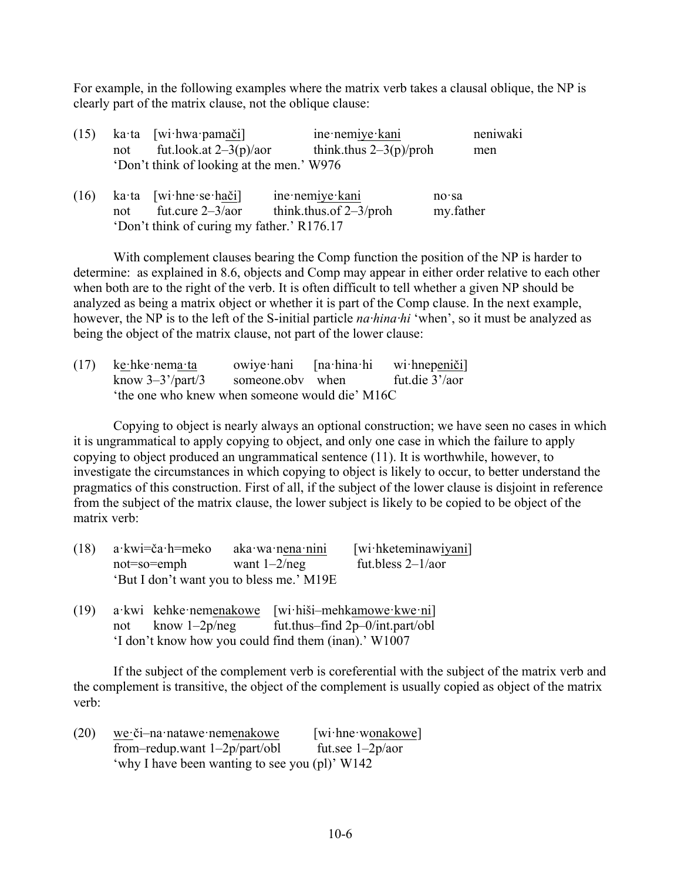For example, in the following examples where the matrix verb takes a clausal oblique, the NP is clearly part of the matrix clause, not the oblique clause:

(15) ka·ta [wi·hwa·pamači] ine·nemiye·kani neniwaki
not fut.look.at 2–3(p)/aor think.thus 2–3(p)/proh men
'Don't think of looking at the men.' W976

(16) ka·ta [wi·hne·se·hači] ine·nemiye·kani no·sa
not fut.cure 2–3/aor think.thus.of 2–3/proh my.father
'Don't think of curing my father.' R176.17

With complement clauses bearing the Comp function the position of the NP is harder to determine: as explained in 8.6, objects and Comp may appear in either order relative to each other when both are to the right of the verb. It is often difficult to tell whether a given NP should be analyzed as being a matrix object or whether it is part of the Comp clause. In the next example, however, the NP is to the left of the S-initial particle *na·hina·hi* 'when', so it must be analyzed as being the object of the matrix clause, not part of the lower clause:

(17) ke·hke·nema·ta owiye·hani [na·hina·hi wi·hnepeniči]
know 3–3'/part/3 someone.obv when fut.die 3'/aor
'the one who knew when someone would die' M16C

Copying to object is nearly always an optional construction; we have seen no cases in which it is ungrammatical to apply copying to object, and only one case in which the failure to apply copying to object produced an ungrammatical sentence (11). It is worthwhile, however, to investigate the circumstances in which copying to object is likely to occur, to better understand the pragmatics of this construction. First of all, if the subject of the lower clause is disjoint in reference from the subject of the matrix clause, the lower subject is likely to be copied to be object of the matrix verb:

(18) a·kwi=ča·h=meko aka·wa·nena·nini [wi·hketeminawiyani]
not=so=emph want 1–2/neg fut.bless 2–1/aor
'But I don't want you to bless me.' M19E

(19) a·kwi kehke·nemenakowe [wi·hiši–mehkamowe·kwe·ni]
not know 1–2p/neg fut.thus–find 2p–0/int.part/obl
'I don't know how you could find them (inan).' W1007

If the subject of the complement verb is coreferential with the subject of the matrix verb and the complement is transitive, the object of the complement is usually copied as object of the matrix verb:

(20) we·či–na·natawe·nemenakowe [wi·hne·wonakowe]
from–redup.want 1–2p/part/obl fut.see 1–2p/aor
'why I have been wanting to see you (pl)' W142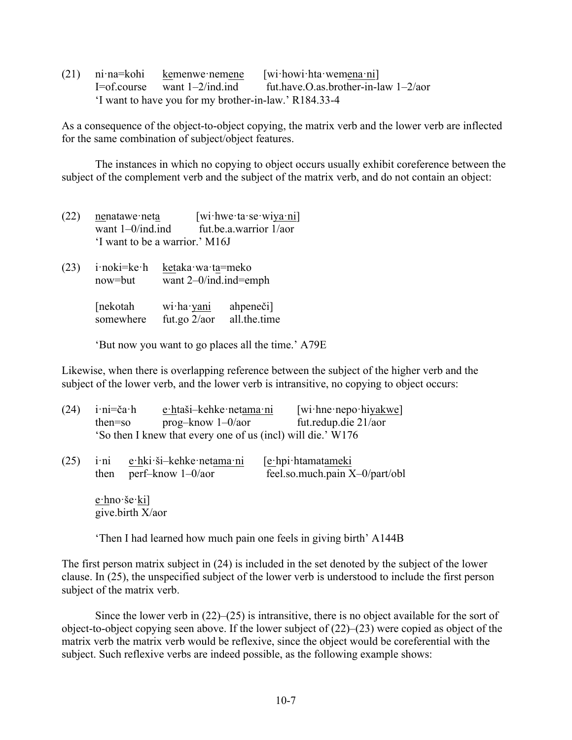(21) ni·na=kohi <u>ke</u>menwe·nem<u>ene</u> [wi·howi·hta·wem<u>ena·ni</u>]
I=of.course want 1–2/ind.ind fut.have.O.as.brother-in-law 1–2/aor
'I want to have you for my brother-in-law.' R184.33-4

As a consequence of the object-to-object copying, the matrix verb and the lower verb are inflected for the same combination of subject/object features.

The instances in which no copying to object occurs usually exhibit coreference between the subject of the complement verb and the subject of the matrix verb, and do not contain an object:

(22) <u>ne</u>natawe·net<u>a</u> [wi·hwe·ta·se·wi<u>ya·ni</u>]
want 1–0/ind.ind fut.be.a.warrior 1/aor
'I want to be a warrior.' M16J

(23) i·noki=ke·h <u>ke</u>taka·wa·t<u>a</u>=meko
now=but want 2–0/ind.ind=emph

[nekotah wi·ha·<u>yani</u> ahpeneči]
somewhere fut.go 2/aor all.the.time

'But now you want to go places all the time.' A79E

Likewise, when there is overlapping reference between the subject of the higher verb and the subject of the lower verb, and the lower verb is intransitive, no copying to object occurs:

(24) i·ni=ča·h <u>e·h</u>taši–kehke·net<u>ama·ni</u> [wi·hne·nepo·hi<u>yakwe</u>]
then=so prog–know 1–0/aor fut.redup.die 21/aor
'So then I knew that every one of us (incl) will die.' W176

(25) i·ni <u>e·h</u>ki·ši–kehke·net<u>ama·ni</u> [<u>e·</u>hpi·htamat<u>ameki</u>
then perf–know 1–0/aor feel.so.much.pain X–0/part/obl

<u>e·</u>hno·še·<u>ki</u>]
give.birth X/aor

'Then I had learned how much pain one feels in giving birth' A144B

The first person matrix subject in (24) is included in the set denoted by the subject of the lower clause. In (25), the unspecified subject of the lower verb is understood to include the first person subject of the matrix verb.

Since the lower verb in (22)–(25) is intransitive, there is no object available for the sort of object-to-object copying seen above. If the lower subject of (22)–(23) were copied as object of the matrix verb the matrix verb would be reflexive, since the object would be coreferential with the subject. Such reflexive verbs are indeed possible, as the following example shows: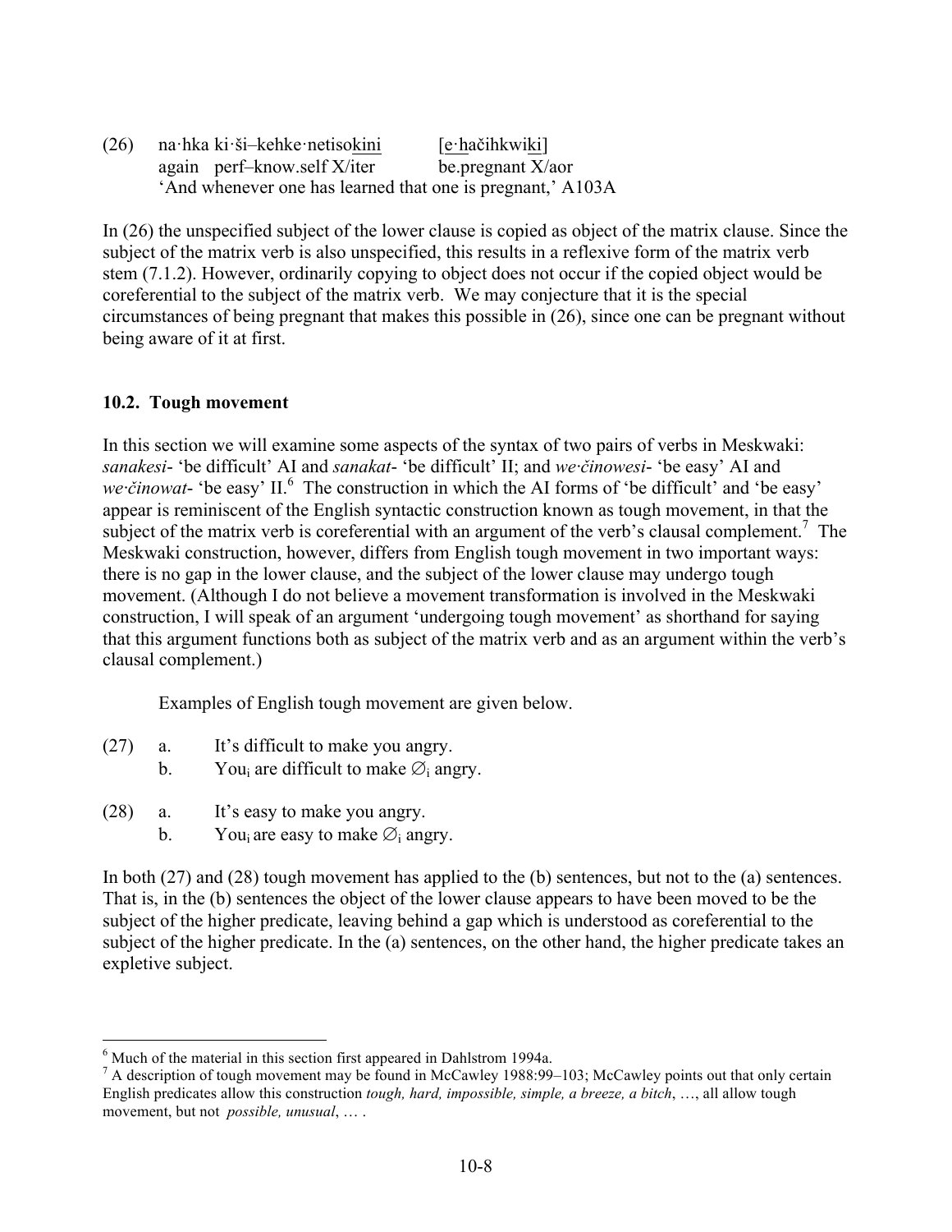(26) na·hka ki·ši–kehke·netiso<u>kini</u> [<u>e·</u>hačihkwi<u>ki</u>]
 again perf–know.self X/iter be.pregnant X/aor
 'And whenever one has learned that one is pregnant,' A103A

In (26) the unspecified subject of the lower clause is copied as object of the matrix clause. Since the subject of the matrix verb is also unspecified, this results in a reflexive form of the matrix verb stem (7.1.2). However, ordinarily copying to object does not occur if the copied object would be coreferential to the subject of the matrix verb. We may conjecture that it is the special circumstances of being pregnant that makes this possible in (26), since one can be pregnant without being aware of it at first.

### 10.2. Tough movement

In this section we will examine some aspects of the syntax of two pairs of verbs in Meskwaki: *sanakesi-* 'be difficult' AI and *sanakat-* 'be difficult' II; and *we·činowesi-* 'be easy' AI and *we·činowat-* 'be easy' II.[6] The construction in which the AI forms of 'be difficult' and 'be easy' appear is reminiscent of the English syntactic construction known as tough movement, in that the subject of the matrix verb is coreferential with an argument of the verb's clausal complement.[7] The Meskwaki construction, however, differs from English tough movement in two important ways: there is no gap in the lower clause, and the subject of the lower clause may undergo tough movement. (Although I do not believe a movement transformation is involved in the Meskwaki construction, I will speak of an argument 'undergoing tough movement' as shorthand for saying that this argument functions both as subject of the matrix verb and as an argument within the verb's clausal complement.)

Examples of English tough movement are given below.

(27) a. It's difficult to make you angry.
 b. You$_i$ are difficult to make $\emptyset_i$ angry.

(28) a. It's easy to make you angry.
 b. You$_i$ are easy to make $\emptyset_i$ angry.

In both (27) and (28) tough movement has applied to the (b) sentences, but not to the (a) sentences. That is, in the (b) sentences the object of the lower clause appears to have been moved to be the subject of the higher predicate, leaving behind a gap which is understood as coreferential to the subject of the higher predicate. In the (a) sentences, on the other hand, the higher predicate takes an expletive subject.

---

[6] Much of the material in this section first appeared in Dahlstrom 1994a.

[7] A description of tough movement may be found in McCawley 1988:99–103; McCawley points out that only certain English predicates allow this construction *tough, hard, impossible, simple, a breeze, a bitch*, …, all allow tough movement, but not *possible, unusual*, … .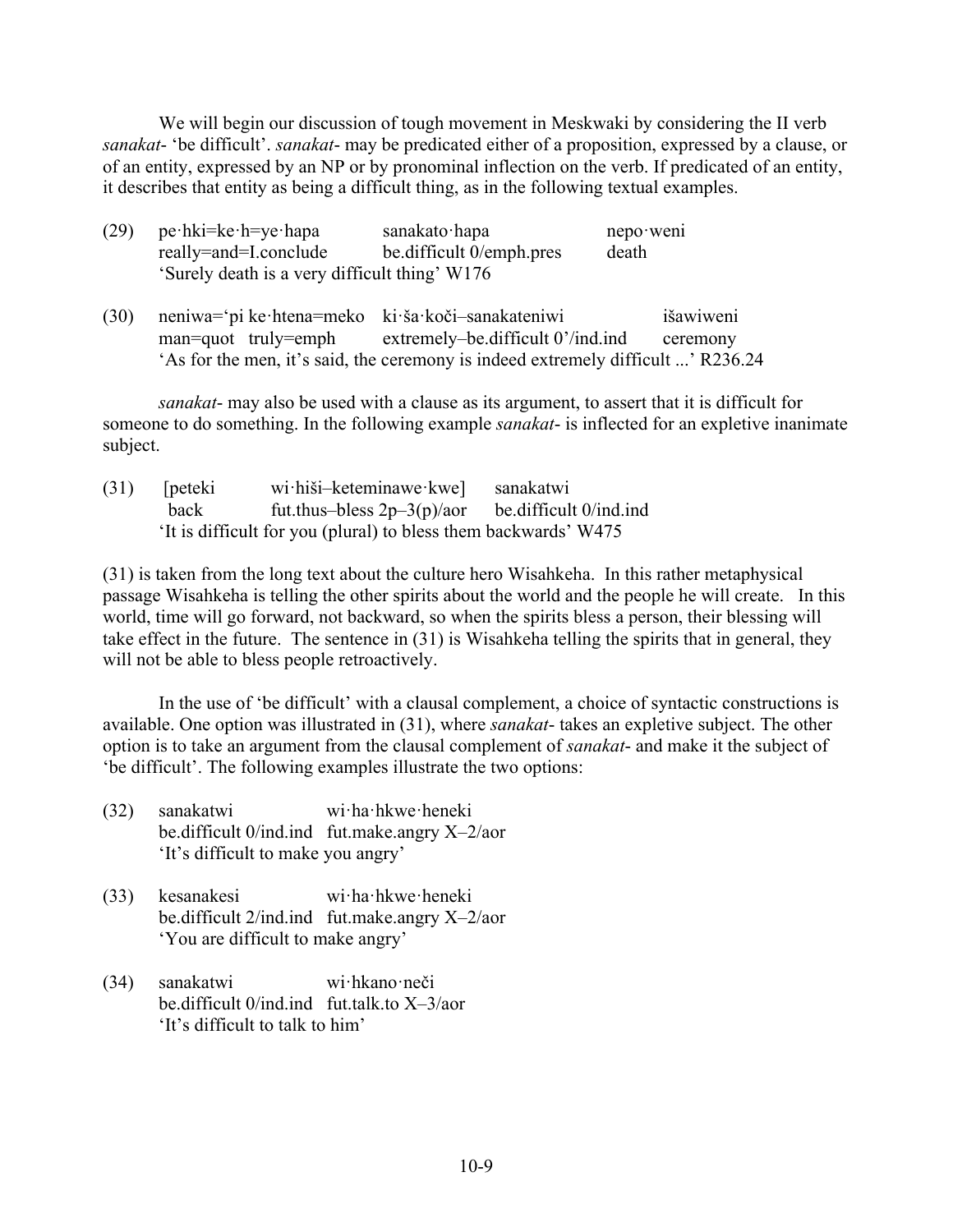We will begin our discussion of tough movement in Meskwaki by considering the II verb *sanakat*- 'be difficult'. *sanakat*- may be predicated either of a proposition, expressed by a clause, or of an entity, expressed by an NP or by pronominal inflection on the verb. If predicated of an entity, it describes that entity as being a difficult thing, as in the following textual examples.

(29) pe·hki=ke·h=ye·hapa sanakato·hapa nepo·weni
really=and=I.conclude be.difficult 0/emph.pres death
'Surely death is a very difficult thing' W176

(30) neniwa='pi ke·htena=meko ki·ša·koči–sanakateniwi išawiweni
man=quot truly=emph extremely–be.difficult 0'/ind.ind ceremony
'As for the men, it's said, the ceremony is indeed extremely difficult ...' R236.24

*sanakat*- may also be used with a clause as its argument, to assert that it is difficult for someone to do something. In the following example *sanakat*- is inflected for an expletive inanimate subject.

(31) [peteki wi·hiši–keteminawe·kwe] sanakatwi
back fut.thus–bless 2p–3(p)/aor be.difficult 0/ind.ind
'It is difficult for you (plural) to bless them backwards' W475

(31) is taken from the long text about the culture hero Wisahkeha. In this rather metaphysical passage Wisahkeha is telling the other spirits about the world and the people he will create. In this world, time will go forward, not backward, so when the spirits bless a person, their blessing will take effect in the future. The sentence in (31) is Wisahkeha telling the spirits that in general, they will not be able to bless people retroactively.

In the use of 'be difficult' with a clausal complement, a choice of syntactic constructions is available. One option was illustrated in (31), where *sanakat*- takes an expletive subject. The other option is to take an argument from the clausal complement of *sanakat*- and make it the subject of 'be difficult'. The following examples illustrate the two options:

(32) sanakatwi wi·ha·hkwe·heneki
be.difficult 0/ind.ind fut.make.angry X–2/aor
'It's difficult to make you angry'

(33) kesanakesi wi·ha·hkwe·heneki
be.difficult 2/ind.ind fut.make.angry X–2/aor
'You are difficult to make angry'

(34) sanakatwi wi·hkano·neči
be.difficult 0/ind.ind fut.talk.to X–3/aor
'It's difficult to talk to him'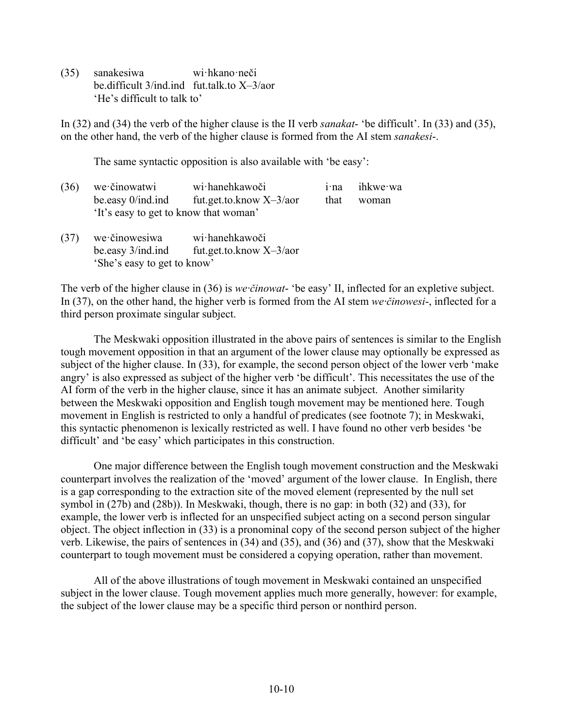(35) sanakesiwa wi·hkano·neči
be.difficult 3/ind.ind fut.talk.to X–3/aor
'He's difficult to talk to'

In (32) and (34) the verb of the higher clause is the II verb *sanakat-* 'be difficult'. In (33) and (35), on the other hand, the verb of the higher clause is formed from the AI stem *sanakesi-*.

The same syntactic opposition is also available with 'be easy':

(36) we·činowatwi wi·hanehkawoči i·na ihkwe·wa
be.easy 0/ind.ind fut.get.to.know X–3/aor that woman
'It's easy to get to know that woman'

(37) we·činowesiwa wi·hanehkawoči
be.easy 3/ind.ind fut.get.to.know X–3/aor
'She's easy to get to know'

The verb of the higher clause in (36) is *we·činowat-* 'be easy' II, inflected for an expletive subject. In (37), on the other hand, the higher verb is formed from the AI stem *we·činowesi-*, inflected for a third person proximate singular subject.

The Meskwaki opposition illustrated in the above pairs of sentences is similar to the English tough movement opposition in that an argument of the lower clause may optionally be expressed as subject of the higher clause. In (33), for example, the second person object of the lower verb 'make angry' is also expressed as subject of the higher verb 'be difficult'. This necessitates the use of the AI form of the verb in the higher clause, since it has an animate subject. Another similarity between the Meskwaki opposition and English tough movement may be mentioned here. Tough movement in English is restricted to only a handful of predicates (see footnote 7); in Meskwaki, this syntactic phenomenon is lexically restricted as well. I have found no other verb besides 'be difficult' and 'be easy' which participates in this construction.

One major difference between the English tough movement construction and the Meskwaki counterpart involves the realization of the 'moved' argument of the lower clause. In English, there is a gap corresponding to the extraction site of the moved element (represented by the null set symbol in (27b) and (28b)). In Meskwaki, though, there is no gap: in both (32) and (33), for example, the lower verb is inflected for an unspecified subject acting on a second person singular object. The object inflection in (33) is a pronominal copy of the second person subject of the higher verb. Likewise, the pairs of sentences in (34) and (35), and (36) and (37), show that the Meskwaki counterpart to tough movement must be considered a copying operation, rather than movement.

All of the above illustrations of tough movement in Meskwaki contained an unspecified subject in the lower clause. Tough movement applies much more generally, however: for example, the subject of the lower clause may be a specific third person or nonthird person.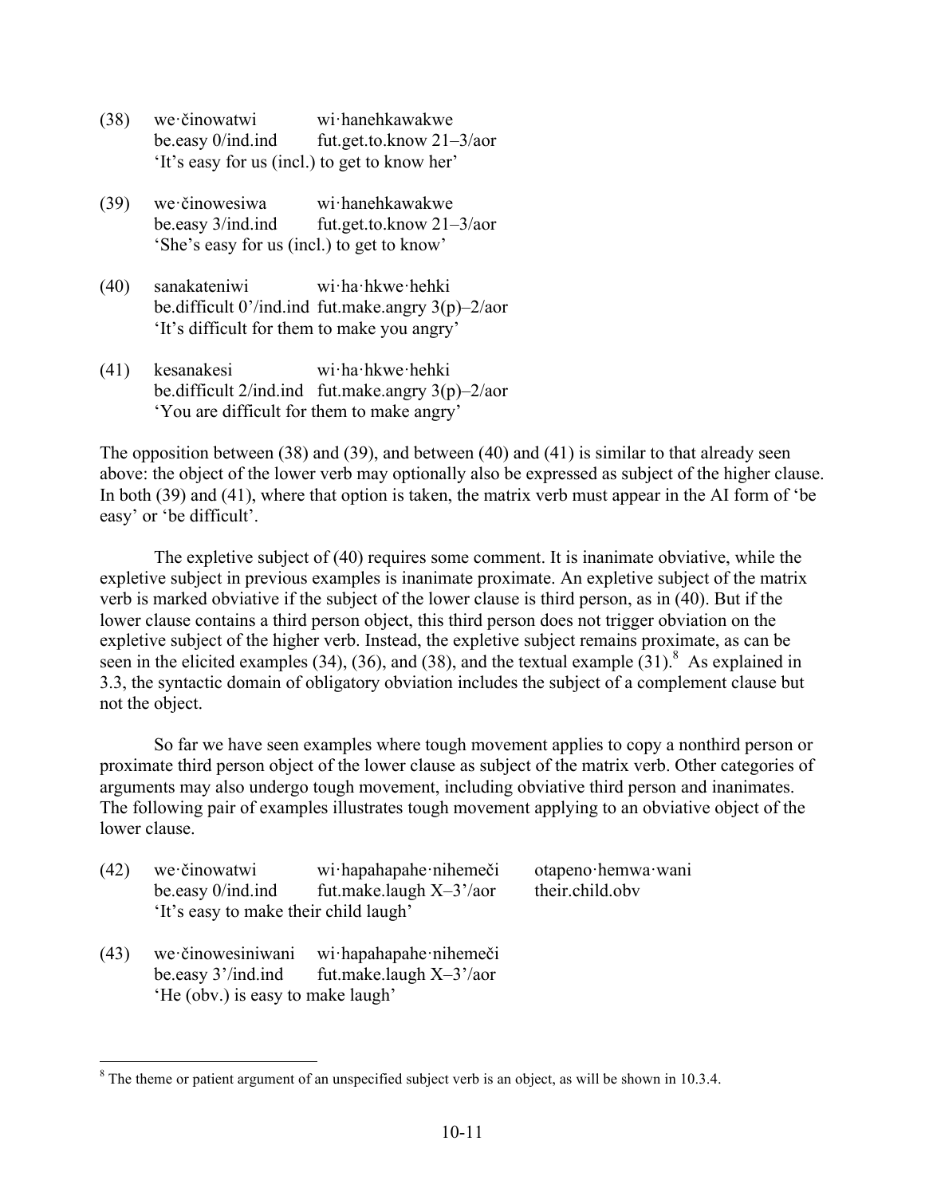(38) we·činowatwi wi·hanehkawakwe  
 be.easy 0/ind.ind fut.get.to.know 21–3/aor  
 'It's easy for us (incl.) to get to know her'

(39) we·činowesiwa wi·hanehkawakwe  
 be.easy 3/ind.ind fut.get.to.know 21–3/aor  
 'She's easy for us (incl.) to get to know'

(40) sanakateniwi wi·ha·hkwe·hehki  
 be.difficult 0'/ind.ind fut.make.angry 3(p)–2/aor  
 'It's difficult for them to make you angry'

(41) kesanakesi wi·ha·hkwe·hehki  
 be.difficult 2/ind.ind fut.make.angry 3(p)–2/aor  
 'You are difficult for them to make angry'

The opposition between (38) and (39), and between (40) and (41) is similar to that already seen above: the object of the lower verb may optionally also be expressed as subject of the higher clause. In both (39) and (41), where that option is taken, the matrix verb must appear in the AI form of 'be easy' or 'be difficult'.

The expletive subject of (40) requires some comment. It is inanimate obviative, while the expletive subject in previous examples is inanimate proximate. An expletive subject of the matrix verb is marked obviative if the subject of the lower clause is third person, as in (40). But if the lower clause contains a third person object, this third person does not trigger obviation on the expletive subject of the higher verb. Instead, the expletive subject remains proximate, as can be seen in the elicited examples (34), (36), and (38), and the textual example (31).[8] As explained in 3.3, the syntactic domain of obligatory obviation includes the subject of a complement clause but not the object.

So far we have seen examples where tough movement applies to copy a nonthird person or proximate third person object of the lower clause as subject of the matrix verb. Other categories of arguments may also undergo tough movement, including obviative third person and inanimates. The following pair of examples illustrates tough movement applying to an obviative object of the lower clause.

(42) we·činowatwi wi·hapahapahe·nihemeči otapeno·hemwa·wani  
 be.easy 0/ind.ind fut.make.laugh X–3'/aor their.child.obv  
 'It's easy to make their child laugh'

(43) we·činowesiniwani wi·hapahapahe·nihemeči  
 be.easy 3'/ind.ind fut.make.laugh X–3'/aor  
 'He (obv.) is easy to make laugh'

---

[8] The theme or patient argument of an unspecified subject verb is an object, as will be shown in 10.3.4.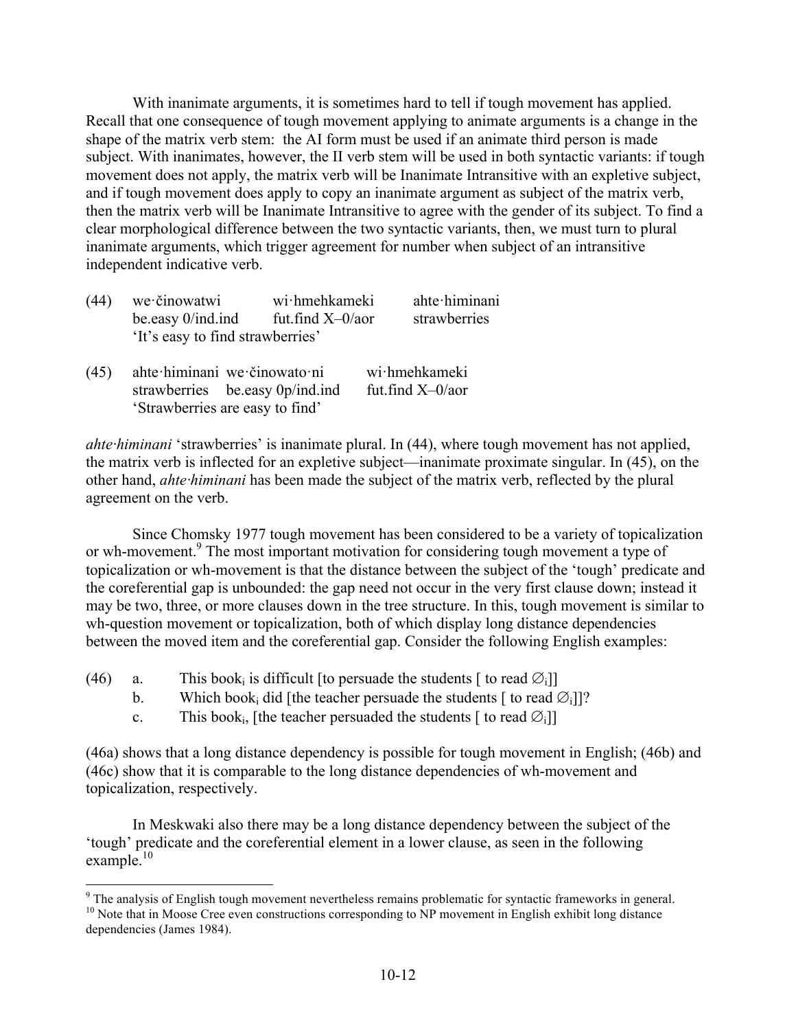With inanimate arguments, it is sometimes hard to tell if tough movement has applied. Recall that one consequence of tough movement applying to animate arguments is a change in the shape of the matrix verb stem: the AI form must be used if an animate third person is made subject. With inanimates, however, the II verb stem will be used in both syntactic variants: if tough movement does not apply, the matrix verb will be Inanimate Intransitive with an expletive subject, and if tough movement does apply to copy an inanimate argument as subject of the matrix verb, then the matrix verb will be Inanimate Intransitive to agree with the gender of its subject. To find a clear morphological difference between the two syntactic variants, then, we must turn to plural inanimate arguments, which trigger agreement for number when subject of an intransitive independent indicative verb.

(44) we·činowatwi — wi·hmehkameki — ahte·himinani
be.easy 0/ind.ind — fut.find X–0/aor — strawberries
'It's easy to find strawberries'

(45) ahte·himinani — we·činowato·ni — wi·hmehkameki
strawberries — be.easy 0p/ind.ind — fut.find X–0/aor
'Strawberries are easy to find'

*ahte·himinani* 'strawberries' is inanimate plural. In (44), where tough movement has not applied, the matrix verb is inflected for an expletive subject—inanimate proximate singular. In (45), on the other hand, *ahte·himinani* has been made the subject of the matrix verb, reflected by the plural agreement on the verb.

Since Chomsky 1977 tough movement has been considered to be a variety of topicalization or wh-movement.[9] The most important motivation for considering tough movement a type of topicalization or wh-movement is that the distance between the subject of the 'tough' predicate and the coreferential gap is unbounded: the gap need not occur in the very first clause down; instead it may be two, three, or more clauses down in the tree structure. In this, tough movement is similar to wh-question movement or topicalization, both of which display long distance dependencies between the moved item and the coreferential gap. Consider the following English examples:

(46) a. This book$_i$ is difficult [to persuade the students [ to read $\varnothing_i$]]
b. Which book$_i$ did [the teacher persuade the students [ to read $\varnothing_i$]]?
c. This book$_i$, [the teacher persuaded the students [ to read $\varnothing_i$]]

(46a) shows that a long distance dependency is possible for tough movement in English; (46b) and (46c) show that it is comparable to the long distance dependencies of wh-movement and topicalization, respectively.

In Meskwaki also there may be a long distance dependency between the subject of the 'tough' predicate and the coreferential element in a lower clause, as seen in the following example.[10]

---

[9] The analysis of English tough movement nevertheless remains problematic for syntactic frameworks in general.

[10] Note that in Moose Cree even constructions corresponding to NP movement in English exhibit long distance dependencies (James 1984).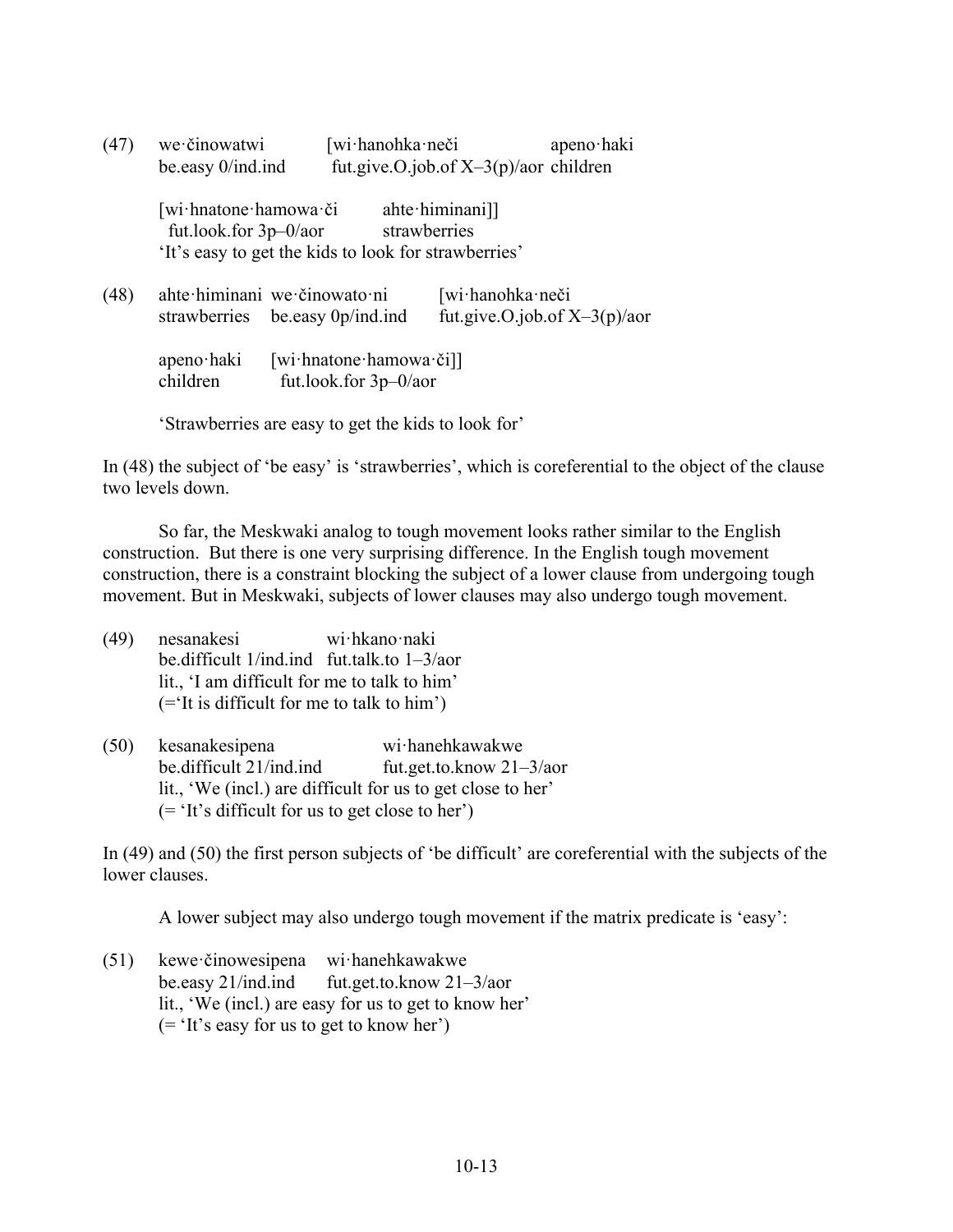(47) we·činowatwi [wi·hanohka·neči apeno·haki
be.easy 0/ind.ind fut.give.O.job.of X–3(p)/aor children

[wi·hnatone·hamowa·či ahte·himinani]]
fut.look.for 3p–0/aor strawberries
'It's easy to get the kids to look for strawberries'

(48) ahte·himinani we·činowato·ni [wi·hanohka·neči
strawberries be.easy 0p/ind.ind fut.give.O.job.of X–3(p)/aor

apeno·haki [wi·hnatone·hamowa·či]]
children fut.look.for 3p–0/aor

'Strawberries are easy to get the kids to look for'

In (48) the subject of 'be easy' is 'strawberries', which is coreferential to the object of the clause two levels down.

So far, the Meskwaki analog to tough movement looks rather similar to the English construction. But there is one very surprising difference. In the English tough movement construction, there is a constraint blocking the subject of a lower clause from undergoing tough movement. But in Meskwaki, subjects of lower clauses may also undergo tough movement.

(49) nesanakesi wi·hkano·naki
be.difficult 1/ind.ind fut.talk.to 1–3/aor
lit., 'I am difficult for me to talk to him'
(='It is difficult for me to talk to him')

(50) kesanakesipena wi·hanehkawakwe
be.difficult 21/ind.ind fut.get.to.know 21–3/aor
lit., 'We (incl.) are difficult for us to get close to her'
(= 'It's difficult for us to get close to her')

In (49) and (50) the first person subjects of 'be difficult' are coreferential with the subjects of the lower clauses.

A lower subject may also undergo tough movement if the matrix predicate is 'easy':

(51) kewe·činowesipena wi·hanehkawakwe
be.easy 21/ind.ind fut.get.to.know 21–3/aor
lit., 'We (incl.) are easy for us to get to know her'
(= 'It's easy for us to get to know her')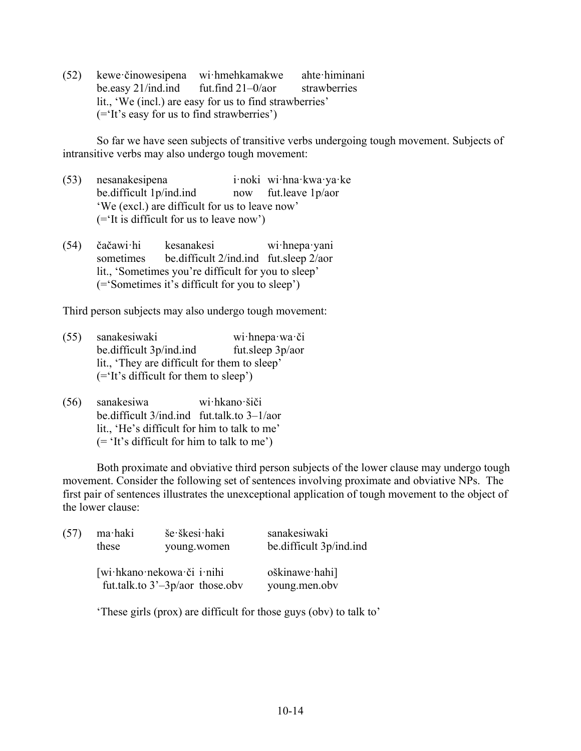(52) kewe·činowesipena wi·hmehkamakwe ahte·himinani
be.easy 21/ind.ind fut.find 21–0/aor strawberries
lit., 'We (incl.) are easy for us to find strawberries'
(='It's easy for us to find strawberries')

So far we have seen subjects of transitive verbs undergoing tough movement. Subjects of intransitive verbs may also undergo tough movement:

(53) nesanakesipena i·noki wi·hna·kwa·ya·ke
be.difficult 1p/ind.ind now fut.leave 1p/aor
'We (excl.) are difficult for us to leave now'
(='It is difficult for us to leave now')

(54) čačawi·hi kesanakesi wi·hnepa·yani
sometimes be.difficult 2/ind.ind fut.sleep 2/aor
lit., 'Sometimes you're difficult for you to sleep'
(='Sometimes it's difficult for you to sleep')

Third person subjects may also undergo tough movement:

(55) sanakesiwaki wi·hnepa·wa·či
be.difficult 3p/ind.ind fut.sleep 3p/aor
lit., 'They are difficult for them to sleep'
(='It's difficult for them to sleep')

(56) sanakesiwa wi·hkano·šiči
be.difficult 3/ind.ind fut.talk.to 3–1/aor
lit., 'He's difficult for him to talk to me'
(= 'It's difficult for him to talk to me')

Both proximate and obviative third person subjects of the lower clause may undergo tough movement. Consider the following set of sentences involving proximate and obviative NPs. The first pair of sentences illustrates the unexceptional application of tough movement to the object of the lower clause:

(57) ma·haki še·škesi·haki sanakesiwaki
these young.women be.difficult 3p/ind.ind

[wi·hkano·nekowa·či i·nihi oškinawe·hahi]
fut.talk.to 3'–3p/aor those.obv young.men.obv

'These girls (prox) are difficult for those guys (obv) to talk to'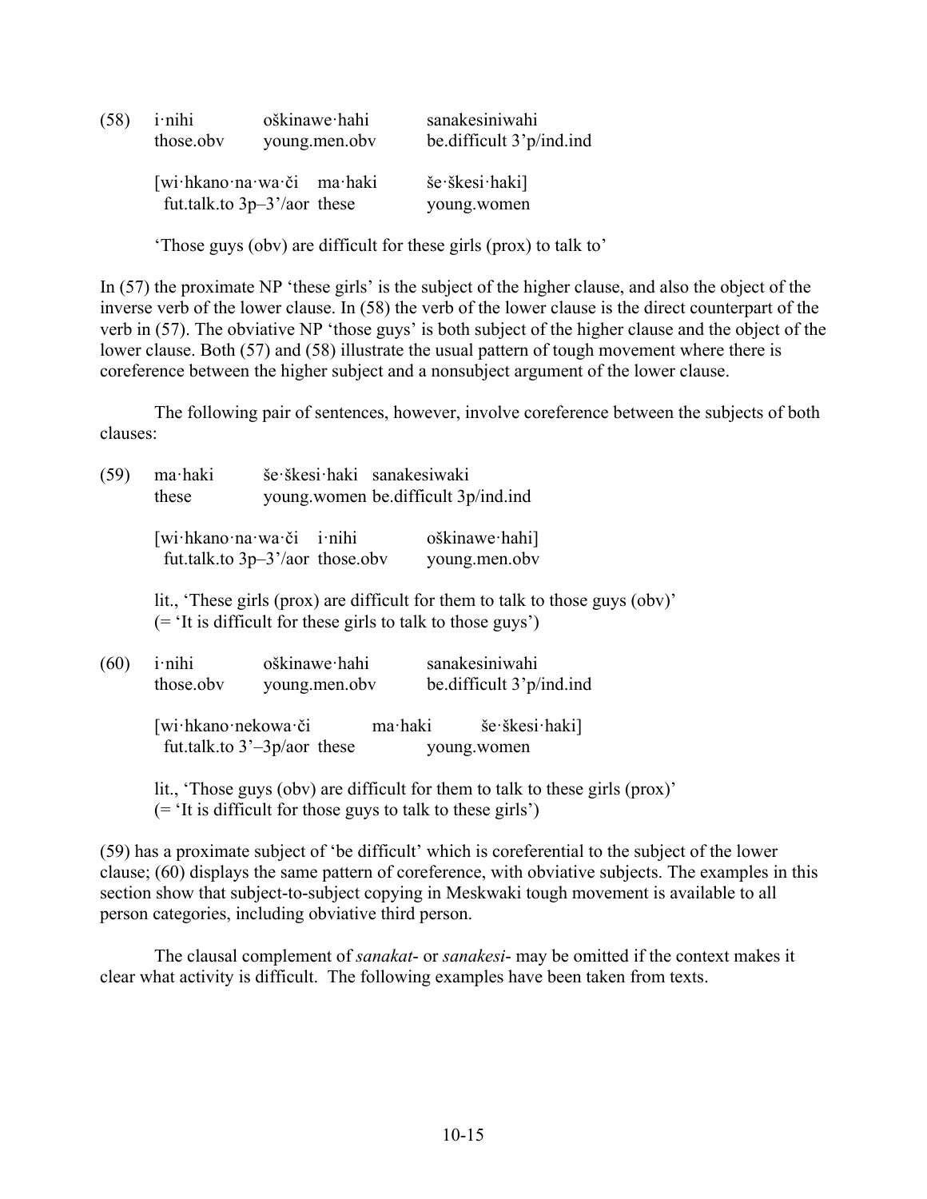(58) i·nihi oškinawe·hahi sanakesiniwahi
those.obv young.men.obv be.difficult 3'p/ind.ind

[wi·hkano·na·wa·či ma·haki še·škesi·haki]
fut.talk.to 3p–3'/aor these young.women

'Those guys (obv) are difficult for these girls (prox) to talk to'

In (57) the proximate NP 'these girls' is the subject of the higher clause, and also the object of the inverse verb of the lower clause. In (58) the verb of the lower clause is the direct counterpart of the verb in (57). The obviative NP 'those guys' is both subject of the higher clause and the object of the lower clause. Both (57) and (58) illustrate the usual pattern of tough movement where there is coreference between the higher subject and a nonsubject argument of the lower clause.

The following pair of sentences, however, involve coreference between the subjects of both clauses:

(59) ma·haki še·škesi·haki sanakesiwaki
these young.women be.difficult 3p/ind.ind

[wi·hkano·na·wa·či i·nihi oškinawe·hahi]
fut.talk.to 3p–3'/aor those.obv young.men.obv

lit., 'These girls (prox) are difficult for them to talk to those guys (obv)'
(= 'It is difficult for these girls to talk to those guys')

(60) i·nihi oškinawe·hahi sanakesiniwahi
those.obv young.men.obv be.difficult 3'p/ind.ind

[wi·hkano·nekowa·či ma·haki še·škesi·haki]
fut.talk.to 3'–3p/aor these young.women

lit., 'Those guys (obv) are difficult for them to talk to these girls (prox)'
(= 'It is difficult for those guys to talk to these girls')

(59) has a proximate subject of 'be difficult' which is coreferential to the subject of the lower clause; (60) displays the same pattern of coreference, with obviative subjects. The examples in this section show that subject-to-subject copying in Meskwaki tough movement is available to all person categories, including obviative third person.

The clausal complement of *sanakat-* or *sanakesi-* may be omitted if the context makes it clear what activity is difficult. The following examples have been taken from texts.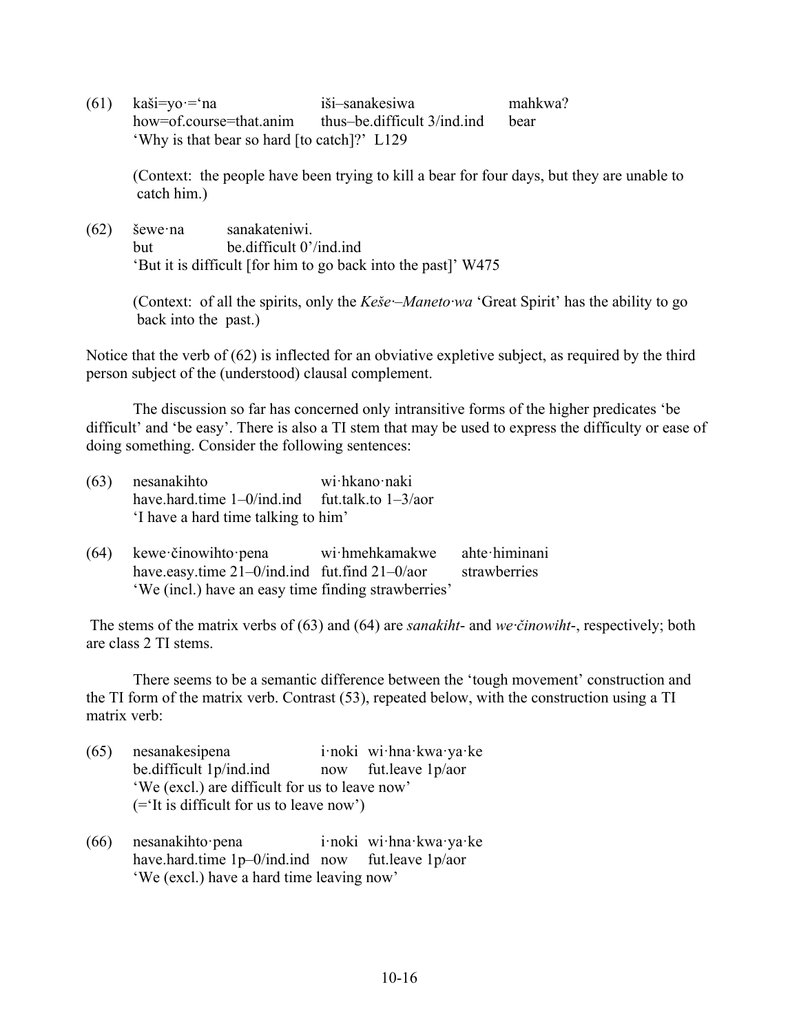(61) kaši=yo·=‘na  iši–sanakesiwa  mahkwa?
how=of.course=that.anim  thus–be.difficult 3/ind.ind  bear
‘Why is that bear so hard [to catch]?’ L129

(Context: the people have been trying to kill a bear for four days, but they are unable to catch him.)

(62) šewe·na  sanakateniwi.
but  be.difficult 0’/ind.ind
‘But it is difficult [for him to go back into the past]’ W475

(Context: of all the spirits, only the *Keše·–Maneto·wa* ‘Great Spirit’ has the ability to go back into the past.)

Notice that the verb of (62) is inflected for an obviative expletive subject, as required by the third person subject of the (understood) clausal complement.

The discussion so far has concerned only intransitive forms of the higher predicates ‘be difficult’ and ‘be easy’. There is also a TI stem that may be used to express the difficulty or ease of doing something. Consider the following sentences:

(63) nesanakihto  wi·hkano·naki
have.hard.time 1–0/ind.ind  fut.talk.to 1–3/aor
‘I have a hard time talking to him’

(64) kewe·činowihto·pena  wi·hmehkamakwe  ahte·himinani
have.easy.time 21–0/ind.ind  fut.find 21–0/aor  strawberries
‘We (incl.) have an easy time finding strawberries’

The stems of the matrix verbs of (63) and (64) are *sanakiht-* and *we·činowiht-*, respectively; both are class 2 TI stems.

There seems to be a semantic difference between the ‘tough movement’ construction and the TI form of the matrix verb. Contrast (53), repeated below, with the construction using a TI matrix verb:

(65) nesanakesipena  i·noki  wi·hna·kwa·ya·ke
be.difficult 1p/ind.ind  now  fut.leave 1p/aor
‘We (excl.) are difficult for us to leave now’
(=‘It is difficult for us to leave now’)

(66) nesanakihto·pena  i·noki  wi·hna·kwa·ya·ke
have.hard.time 1p–0/ind.ind  now  fut.leave 1p/aor
‘We (excl.) have a hard time leaving now’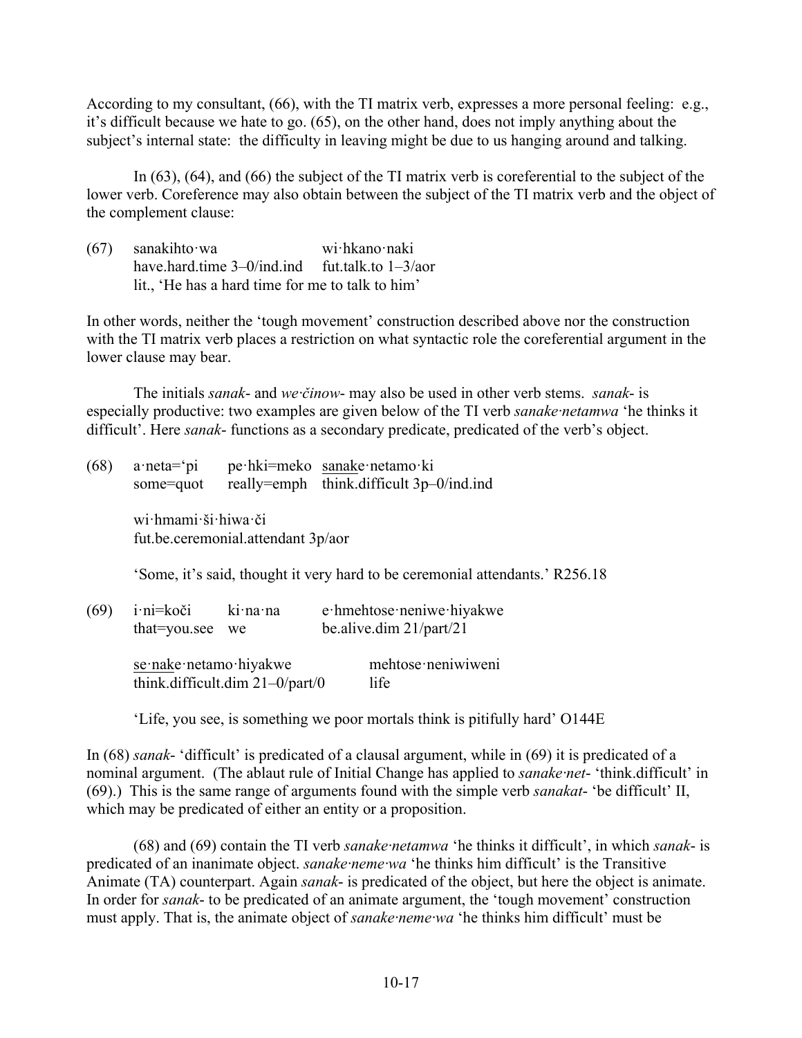According to my consultant, (66), with the TI matrix verb, expresses a more personal feeling: e.g., it's difficult because we hate to go. (65), on the other hand, does not imply anything about the subject's internal state: the difficulty in leaving might be due to us hanging around and talking.

In (63), (64), and (66) the subject of the TI matrix verb is coreferential to the subject of the lower verb. Coreference may also obtain between the subject of the TI matrix verb and the object of the complement clause:

(67) sanakihto·wa wi·hkano·naki
have.hard.time 3–0/ind.ind fut.talk.to 1–3/aor
lit., 'He has a hard time for me to talk to him'

In other words, neither the 'tough movement' construction described above nor the construction with the TI matrix verb places a restriction on what syntactic role the coreferential argument in the lower clause may bear.

The initials *sanak-* and *we·činow-* may also be used in other verb stems. *sanak-* is especially productive: two examples are given below of the TI verb *sanake·netamwa* 'he thinks it difficult'. Here *sanak-* functions as a secondary predicate, predicated of the verb's object.

(68) a·neta='pi pe·hki=meko <u>sanak</u>e·netamo·ki
some=quot really=emph think.difficult 3p–0/ind.ind

wi·hmami·ši·hiwa·či
fut.be.ceremonial.attendant 3p/aor

'Some, it's said, thought it very hard to be ceremonial attendants.' R256.18

(69) i·ni=koči ki·na·na e·hmehtose·neniwe·hiyakwe
that=you.see we be.alive.dim 21/part/21

<u>se·nak</u>e·netamo·hiyakwe mehtose·neniwiweni
think.difficult.dim 21–0/part/0 life

'Life, you see, is something we poor mortals think is pitifully hard' O144E

In (68) *sanak-* 'difficult' is predicated of a clausal argument, while in (69) it is predicated of a nominal argument. (The ablaut rule of Initial Change has applied to *sanake·net-* 'think.difficult' in (69).) This is the same range of arguments found with the simple verb *sanakat-* 'be difficult' II, which may be predicated of either an entity or a proposition.

(68) and (69) contain the TI verb *sanake·netamwa* 'he thinks it difficult', in which *sanak-* is predicated of an inanimate object. *sanake·neme·wa* 'he thinks him difficult' is the Transitive Animate (TA) counterpart. Again *sanak-* is predicated of the object, but here the object is animate. In order for *sanak-* to be predicated of an animate argument, the 'tough movement' construction must apply. That is, the animate object of *sanake·neme·wa* 'he thinks him difficult' must be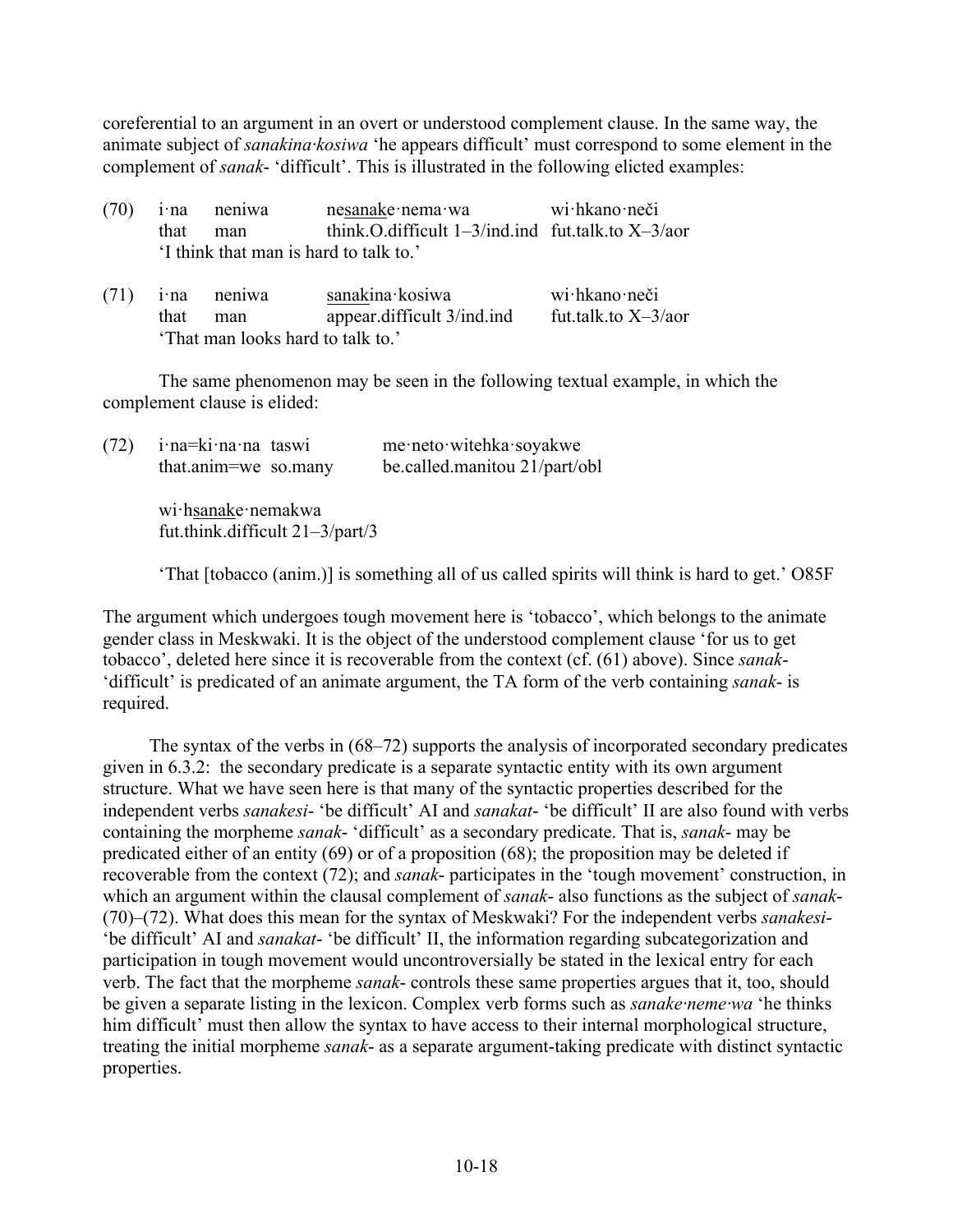coreferential to an argument in an overt or understood complement clause. In the same way, the animate subject of *sanakina·kosiwa* 'he appears difficult' must correspond to some element in the complement of *sanak-* 'difficult'. This is illustrated in the following elicted examples:

(70) i·na neniwa ne<u>sanake</u>·nema·wa wi·hkano·neči
that man think.O.difficult 1–3/ind.ind fut.talk.to X–3/aor
'I think that man is hard to talk to.'

(71) i·na neniwa <u>sanak</u>ina·kosiwa wi·hkano·neči
that man appear.difficult 3/ind.ind fut.talk.to X–3/aor
'That man looks hard to talk to.'

The same phenomenon may be seen in the following textual example, in which the complement clause is elided:

(72) i·na=ki·na·na taswi me·neto·witehka·soyakwe
that.anim=we so.many be.called.manitou 21/part/obl

wi·h<u>sanake</u>·nemakwa
fut.think.difficult 21–3/part/3

'That [tobacco (anim.)] is something all of us called spirits will think is hard to get.' O85F

The argument which undergoes tough movement here is 'tobacco', which belongs to the animate gender class in Meskwaki. It is the object of the understood complement clause 'for us to get tobacco', deleted here since it is recoverable from the context (cf. (61) above). Since *sanak-* 'difficult' is predicated of an animate argument, the TA form of the verb containing *sanak-* is required.

The syntax of the verbs in (68–72) supports the analysis of incorporated secondary predicates given in 6.3.2: the secondary predicate is a separate syntactic entity with its own argument structure. What we have seen here is that many of the syntactic properties described for the independent verbs *sanakesi-* 'be difficult' AI and *sanakat-* 'be difficult' II are also found with verbs containing the morpheme *sanak-* 'difficult' as a secondary predicate. That is, *sanak-* may be predicated either of an entity (69) or of a proposition (68); the proposition may be deleted if recoverable from the context (72); and *sanak-* participates in the 'tough movement' construction, in which an argument within the clausal complement of *sanak-* also functions as the subject of *sanak-* (70)–(72). What does this mean for the syntax of Meskwaki? For the independent verbs *sanakesi-* 'be difficult' AI and *sanakat-* 'be difficult' II, the information regarding subcategorization and participation in tough movement would uncontroversially be stated in the lexical entry for each verb. The fact that the morpheme *sanak-* controls these same properties argues that it, too, should be given a separate listing in the lexicon. Complex verb forms such as *sanake·neme·wa* 'he thinks him difficult' must then allow the syntax to have access to their internal morphological structure, treating the initial morpheme *sanak-* as a separate argument-taking predicate with distinct syntactic properties.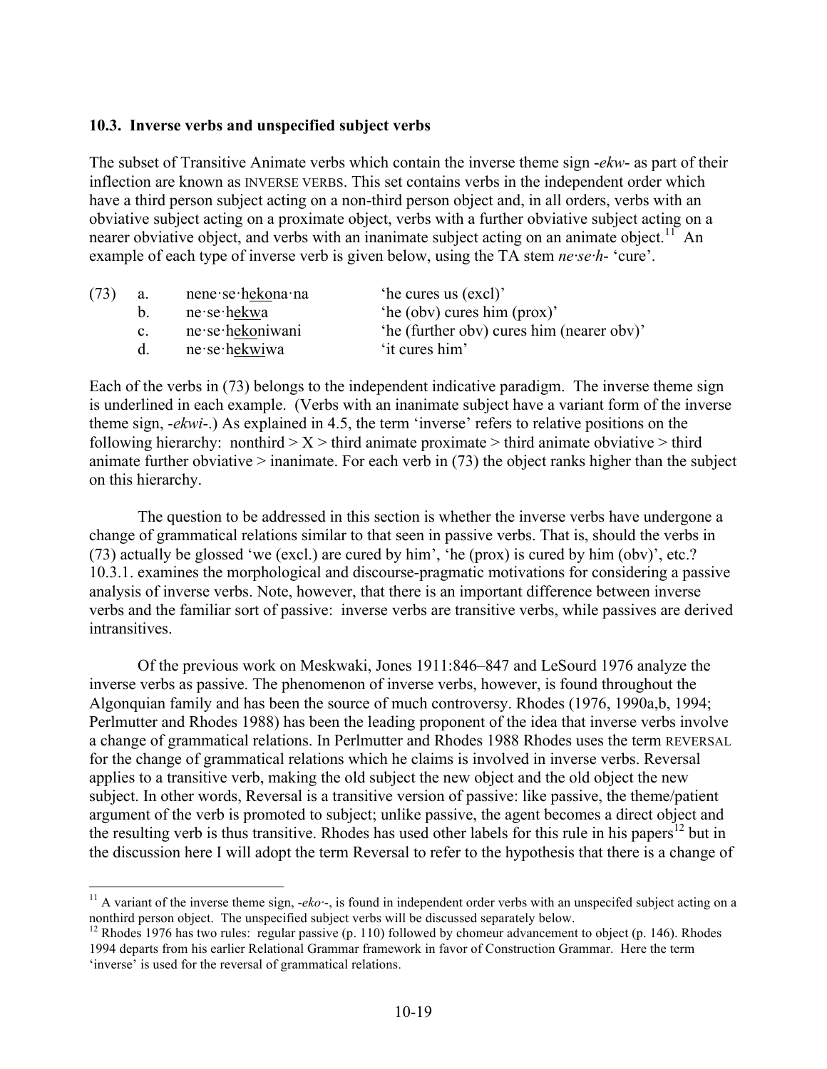### 10.3. Inverse verbs and unspecified subject verbs

The subset of Transitive Animate verbs which contain the inverse theme sign -*ekw*- as part of their inflection are known as INVERSE VERBS. This set contains verbs in the independent order which have a third person subject acting on a non-third person object and, in all orders, verbs with an obviative subject acting on a proximate object, verbs with a further obviative subject acting on a nearer obviative object, and verbs with an inanimate subject acting on an animate object.[11] An example of each type of inverse verb is given below, using the TA stem *ne·se·h*- 'cure'.

| (73) | | | |
|---|---|---|---|
| | a. | nene·se·h<u>ekona</u>·na | 'he cures us (excl)' |
| | b. | ne·se·h<u>ekwa</u> | 'he (obv) cures him (prox)' |
| | c. | ne·se·h<u>eko</u>niwani | 'he (further obv) cures him (nearer obv)' |
| | d. | ne·se·h<u>ekwi</u>wa | 'it cures him' |

Each of the verbs in (73) belongs to the independent indicative paradigm. The inverse theme sign is underlined in each example. (Verbs with an inanimate subject have a variant form of the inverse theme sign, -*ekwi*-.) As explained in 4.5, the term 'inverse' refers to relative positions on the following hierarchy: nonthird > X > third animate proximate > third animate obviative > third animate further obviative > inanimate. For each verb in (73) the object ranks higher than the subject on this hierarchy.

The question to be addressed in this section is whether the inverse verbs have undergone a change of grammatical relations similar to that seen in passive verbs. That is, should the verbs in (73) actually be glossed 'we (excl.) are cured by him', 'he (prox) is cured by him (obv)', etc.? 10.3.1. examines the morphological and discourse-pragmatic motivations for considering a passive analysis of inverse verbs. Note, however, that there is an important difference between inverse verbs and the familiar sort of passive: inverse verbs are transitive verbs, while passives are derived intransitives.

Of the previous work on Meskwaki, Jones 1911:846–847 and LeSourd 1976 analyze the inverse verbs as passive. The phenomenon of inverse verbs, however, is found throughout the Algonquian family and has been the source of much controversy. Rhodes (1976, 1990a,b, 1994; Perlmutter and Rhodes 1988) has been the leading proponent of the idea that inverse verbs involve a change of grammatical relations. In Perlmutter and Rhodes 1988 Rhodes uses the term REVERSAL for the change of grammatical relations which he claims is involved in inverse verbs. Reversal applies to a transitive verb, making the old subject the new object and the old object the new subject. In other words, Reversal is a transitive version of passive: like passive, the theme/patient argument of the verb is promoted to subject; unlike passive, the agent becomes a direct object and the resulting verb is thus transitive. Rhodes has used other labels for this rule in his papers[12] but in the discussion here I will adopt the term Reversal to refer to the hypothesis that there is a change of

---

[11] A variant of the inverse theme sign, -*eko·*-, is found in independent order verbs with an unspecifed subject acting on a nonthird person object. The unspecified subject verbs will be discussed separately below.

[12] Rhodes 1976 has two rules: regular passive (p. 110) followed by chomeur advancement to object (p. 146). Rhodes 1994 departs from his earlier Relational Grammar framework in favor of Construction Grammar. Here the term 'inverse' is used for the reversal of grammatical relations.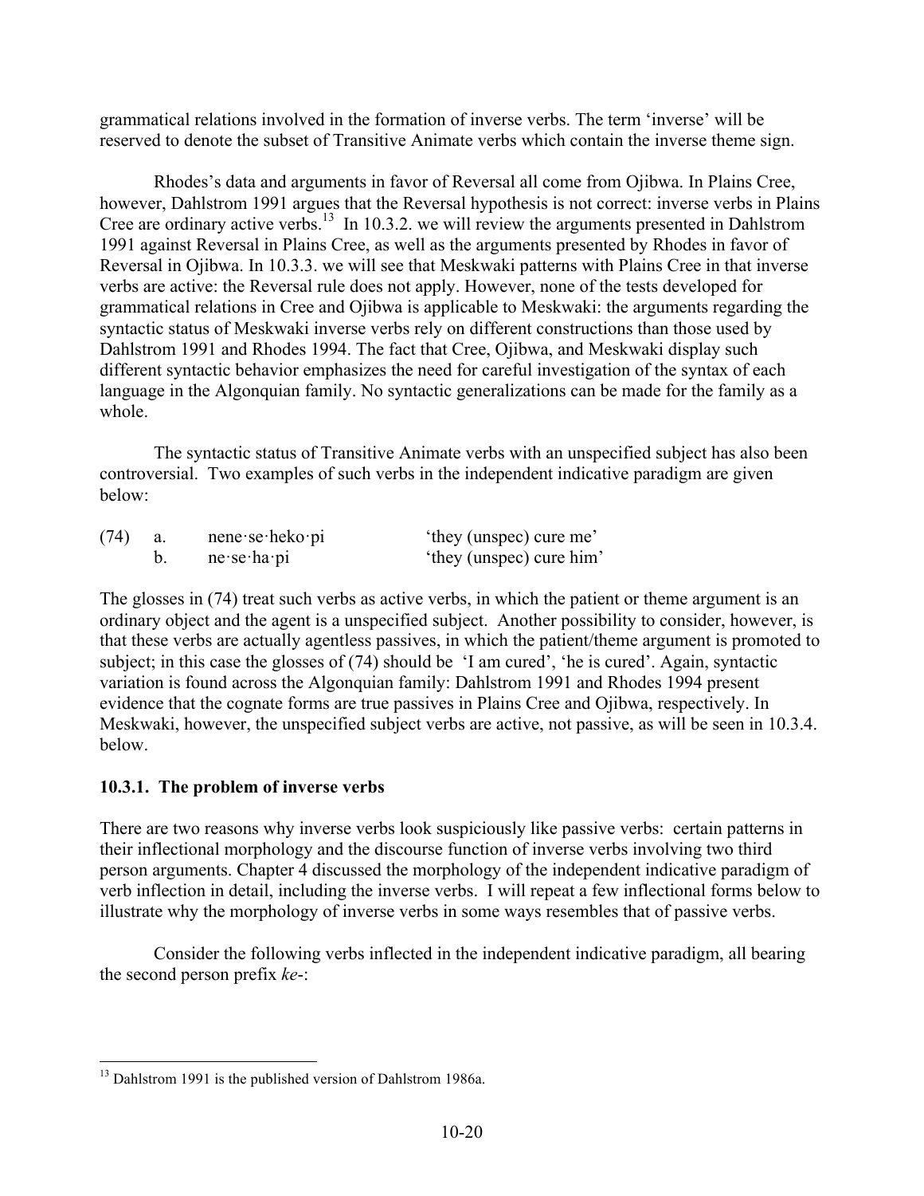grammatical relations involved in the formation of inverse verbs. The term 'inverse' will be reserved to denote the subset of Transitive Animate verbs which contain the inverse theme sign.

Rhodes's data and arguments in favor of Reversal all come from Ojibwa. In Plains Cree, however, Dahlstrom 1991 argues that the Reversal hypothesis is not correct: inverse verbs in Plains Cree are ordinary active verbs.[13] In 10.3.2. we will review the arguments presented in Dahlstrom 1991 against Reversal in Plains Cree, as well as the arguments presented by Rhodes in favor of Reversal in Ojibwa. In 10.3.3. we will see that Meskwaki patterns with Plains Cree in that inverse verbs are active: the Reversal rule does not apply. However, none of the tests developed for grammatical relations in Cree and Ojibwa is applicable to Meskwaki: the arguments regarding the syntactic status of Meskwaki inverse verbs rely on different constructions than those used by Dahlstrom 1991 and Rhodes 1994. The fact that Cree, Ojibwa, and Meskwaki display such different syntactic behavior emphasizes the need for careful investigation of the syntax of each language in the Algonquian family. No syntactic generalizations can be made for the family as a whole.

The syntactic status of Transitive Animate verbs with an unspecified subject has also been controversial. Two examples of such verbs in the independent indicative paradigm are given below:

| (74) | a. | nene·se·heko·pi | 'they (unspec) cure me' |
|---|---|---|---|
| | b. | ne·se·ha·pi | 'they (unspec) cure him' |

The glosses in (74) treat such verbs as active verbs, in which the patient or theme argument is an ordinary object and the agent is a unspecified subject. Another possibility to consider, however, is that these verbs are actually agentless passives, in which the patient/theme argument is promoted to subject; in this case the glosses of (74) should be 'I am cured', 'he is cured'. Again, syntactic variation is found across the Algonquian family: Dahlstrom 1991 and Rhodes 1994 present evidence that the cognate forms are true passives in Plains Cree and Ojibwa, respectively. In Meskwaki, however, the unspecified subject verbs are active, not passive, as will be seen in 10.3.4. below.

### 10.3.1. The problem of inverse verbs

There are two reasons why inverse verbs look suspiciously like passive verbs: certain patterns in their inflectional morphology and the discourse function of inverse verbs involving two third person arguments. Chapter 4 discussed the morphology of the independent indicative paradigm of verb inflection in detail, including the inverse verbs. I will repeat a few inflectional forms below to illustrate why the morphology of inverse verbs in some ways resembles that of passive verbs.

Consider the following verbs inflected in the independent indicative paradigm, all bearing the second person prefix *ke-*:

---

[13] Dahlstrom 1991 is the published version of Dahlstrom 1986a.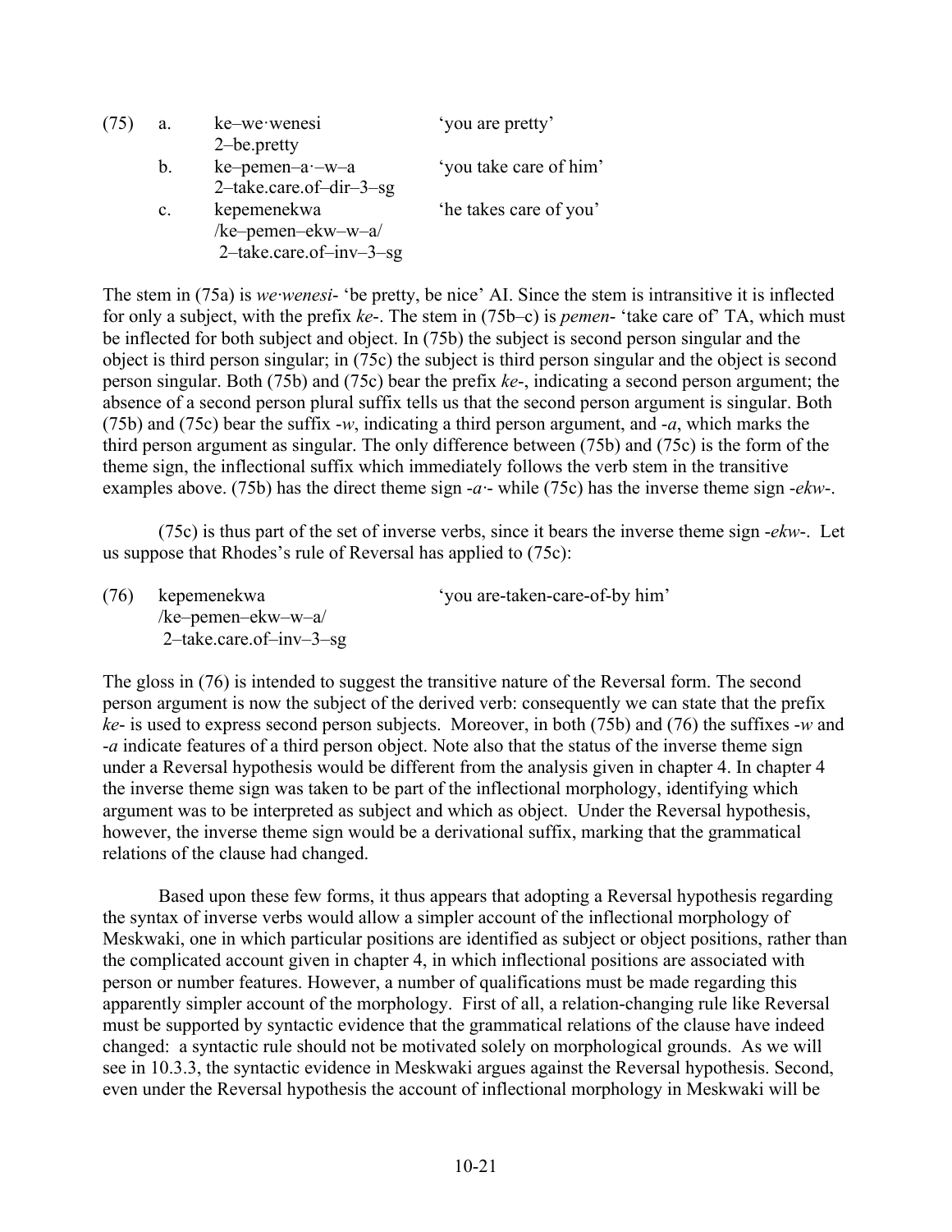(75) a. ke–we·wenesi 'you are pretty'
   2–be.pretty

b. ke–pemen–a·–w–a 'you take care of him'
   2–take.care.of–dir–3–sg

c. kepemenekwa 'he takes care of you'
   /ke–pemen–ekw–w–a/
   2–take.care.of–inv–3–sg

The stem in (75a) is *we·wenesi-* 'be pretty, be nice' AI. Since the stem is intransitive it is inflected for only a subject, with the prefix *ke-*. The stem in (75b–c) is *pemen-* 'take care of' TA, which must be inflected for both subject and object. In (75b) the subject is second person singular and the object is third person singular; in (75c) the subject is third person singular and the object is second person singular. Both (75b) and (75c) bear the prefix *ke-*, indicating a second person argument; the absence of a second person plural suffix tells us that the second person argument is singular. Both (75b) and (75c) bear the suffix *-w*, indicating a third person argument, and *-a*, which marks the third person argument as singular. The only difference between (75b) and (75c) is the form of the theme sign, the inflectional suffix which immediately follows the verb stem in the transitive examples above. (75b) has the direct theme sign *-a·-* while (75c) has the inverse theme sign *-ekw-*.

(75c) is thus part of the set of inverse verbs, since it bears the inverse theme sign *-ekw-*. Let us suppose that Rhodes's rule of Reversal has applied to (75c):

(76) kepemenekwa 'you are-taken-care-of-by him'
   /ke–pemen–ekw–w–a/
   2–take.care.of–inv–3–sg

The gloss in (76) is intended to suggest the transitive nature of the Reversal form. The second person argument is now the subject of the derived verb: consequently we can state that the prefix *ke-* is used to express second person subjects. Moreover, in both (75b) and (76) the suffixes *-w* and *-a* indicate features of a third person object. Note also that the status of the inverse theme sign under a Reversal hypothesis would be different from the analysis given in chapter 4. In chapter 4 the inverse theme sign was taken to be part of the inflectional morphology, identifying which argument was to be interpreted as subject and which as object. Under the Reversal hypothesis, however, the inverse theme sign would be a derivational suffix, marking that the grammatical relations of the clause had changed.

Based upon these few forms, it thus appears that adopting a Reversal hypothesis regarding the syntax of inverse verbs would allow a simpler account of the inflectional morphology of Meskwaki, one in which particular positions are identified as subject or object positions, rather than the complicated account given in chapter 4, in which inflectional positions are associated with person or number features. However, a number of qualifications must be made regarding this apparently simpler account of the morphology. First of all, a relation-changing rule like Reversal must be supported by syntactic evidence that the grammatical relations of the clause have indeed changed: a syntactic rule should not be motivated solely on morphological grounds. As we will see in 10.3.3, the syntactic evidence in Meskwaki argues against the Reversal hypothesis. Second, even under the Reversal hypothesis the account of inflectional morphology in Meskwaki will be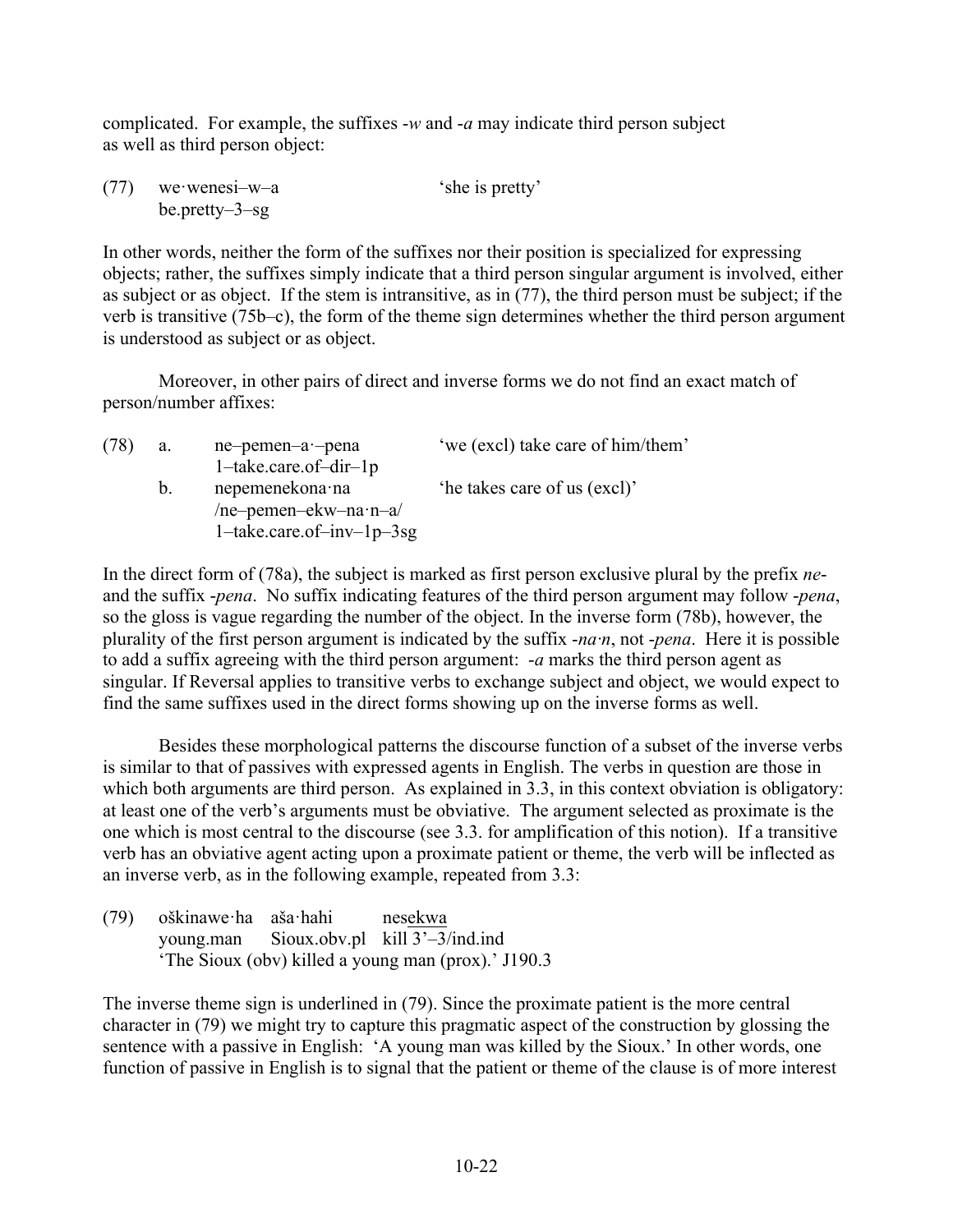complicated. For example, the suffixes -*w* and -*a* may indicate third person subject as well as third person object:

(77) we·wenesi–w–a 'she is pretty'
be.pretty–3–sg

In other words, neither the form of the suffixes nor their position is specialized for expressing objects; rather, the suffixes simply indicate that a third person singular argument is involved, either as subject or as object. If the stem is intransitive, as in (77), the third person must be subject; if the verb is transitive (75b–c), the form of the theme sign determines whether the third person argument is understood as subject or as object.

Moreover, in other pairs of direct and inverse forms we do not find an exact match of person/number affixes:

(78) a. ne–pemen–a·–pena 'we (excl) take care of him/them'
1–take.care.of–dir–1p

b. nepemenekona·na 'he takes care of us (excl)'
/ne–pemen–ekw–na·n–a/
1–take.care.of–inv–1p–3sg

In the direct form of (78a), the subject is marked as first person exclusive plural by the prefix *ne*- and the suffix -*pena*. No suffix indicating features of the third person argument may follow -*pena*, so the gloss is vague regarding the number of the object. In the inverse form (78b), however, the plurality of the first person argument is indicated by the suffix -*na·n*, not -*pena*. Here it is possible to add a suffix agreeing with the third person argument: -*a* marks the third person agent as singular. If Reversal applies to transitive verbs to exchange subject and object, we would expect to find the same suffixes used in the direct forms showing up on the inverse forms as well.

Besides these morphological patterns the discourse function of a subset of the inverse verbs is similar to that of passives with expressed agents in English. The verbs in question are those in which both arguments are third person. As explained in 3.3, in this context obviation is obligatory: at least one of the verb's arguments must be obviative. The argument selected as proximate is the one which is most central to the discourse (see 3.3. for amplification of this notion). If a transitive verb has an obviative agent acting upon a proximate patient or theme, the verb will be inflected as an inverse verb, as in the following example, repeated from 3.3:

(79) oškinawe·ha aša·hahi nes<u>ekwa</u>
young.man Sioux.obv.pl kill 3'–3/ind.ind
'The Sioux (obv) killed a young man (prox).' J190.3

The inverse theme sign is underlined in (79). Since the proximate patient is the more central character in (79) we might try to capture this pragmatic aspect of the construction by glossing the sentence with a passive in English: 'A young man was killed by the Sioux.' In other words, one function of passive in English is to signal that the patient or theme of the clause is of more interest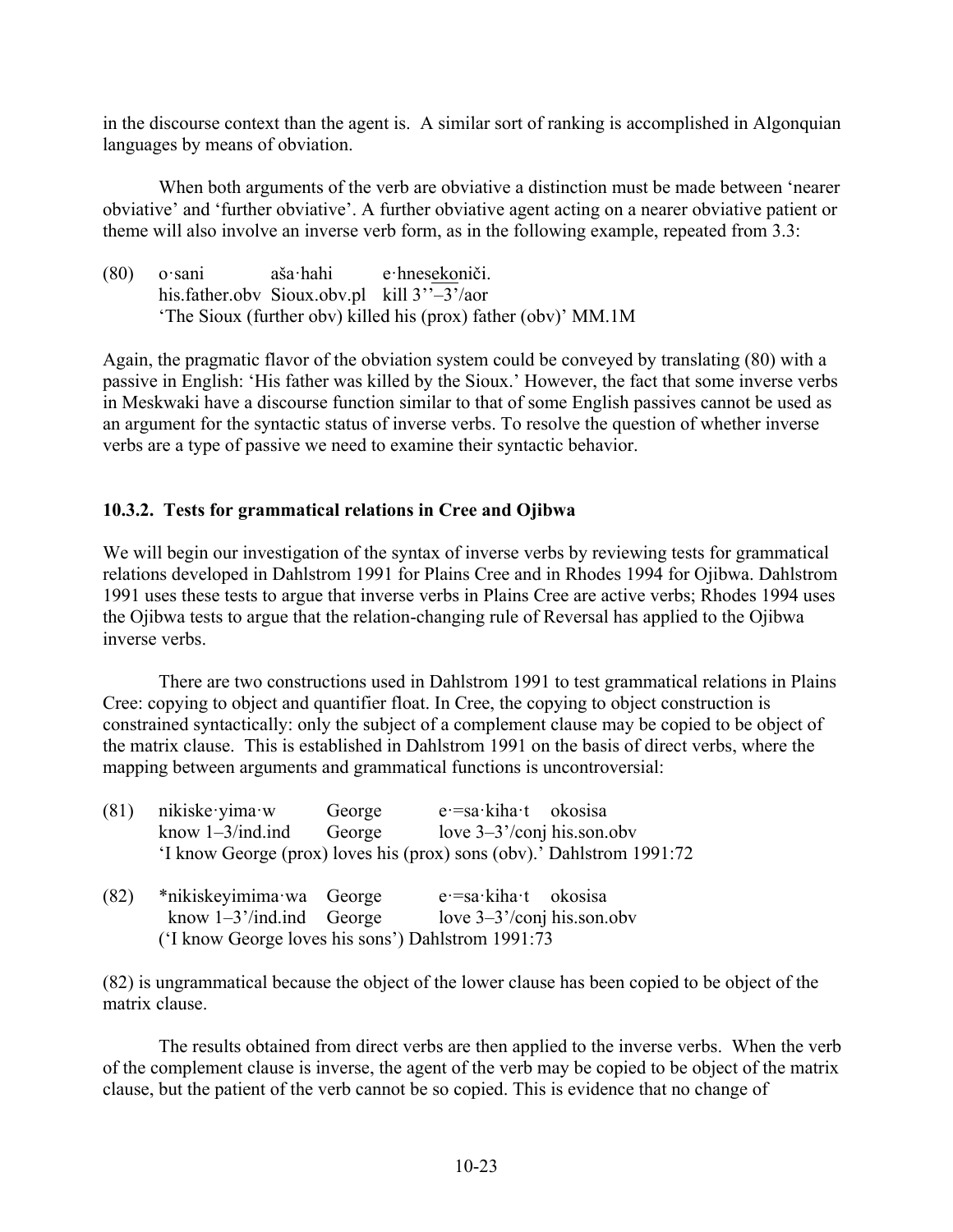in the discourse context than the agent is. A similar sort of ranking is accomplished in Algonquian languages by means of obviation.

When both arguments of the verb are obviative a distinction must be made between 'nearer obviative' and 'further obviative'. A further obviative agent acting on a nearer obviative patient or theme will also involve an inverse verb form, as in the following example, repeated from 3.3:

(80) o·sani aša·hahi e·hnesekoniči.
his.father.obv Sioux.obv.pl kill 3''–3'/aor
'The Sioux (further obv) killed his (prox) father (obv)' MM.1M

Again, the pragmatic flavor of the obviation system could be conveyed by translating (80) with a passive in English: 'His father was killed by the Sioux.' However, the fact that some inverse verbs in Meskwaki have a discourse function similar to that of some English passives cannot be used as an argument for the syntactic status of inverse verbs. To resolve the question of whether inverse verbs are a type of passive we need to examine their syntactic behavior.

### 10.3.2. Tests for grammatical relations in Cree and Ojibwa

We will begin our investigation of the syntax of inverse verbs by reviewing tests for grammatical relations developed in Dahlstrom 1991 for Plains Cree and in Rhodes 1994 for Ojibwa. Dahlstrom 1991 uses these tests to argue that inverse verbs in Plains Cree are active verbs; Rhodes 1994 uses the Ojibwa tests to argue that the relation-changing rule of Reversal has applied to the Ojibwa inverse verbs.

There are two constructions used in Dahlstrom 1991 to test grammatical relations in Plains Cree: copying to object and quantifier float. In Cree, the copying to object construction is constrained syntactically: only the subject of a complement clause may be copied to be object of the matrix clause. This is established in Dahlstrom 1991 on the basis of direct verbs, where the mapping between arguments and grammatical functions is uncontroversial:

(81) nikiske·yima·w George e·=sa·kiha·t okosisa
know 1–3/ind.ind George love 3–3'/conj his.son.obv
'I know George (prox) loves his (prox) sons (obv).' Dahlstrom 1991:72

(82) \*nikiskeyimima·wa George e·=sa·kiha·t okosisa
know 1–3'/ind.ind George love 3–3'/conj his.son.obv
('I know George loves his sons') Dahlstrom 1991:73

(82) is ungrammatical because the object of the lower clause has been copied to be object of the matrix clause.

The results obtained from direct verbs are then applied to the inverse verbs. When the verb of the complement clause is inverse, the agent of the verb may be copied to be object of the matrix clause, but the patient of the verb cannot be so copied. This is evidence that no change of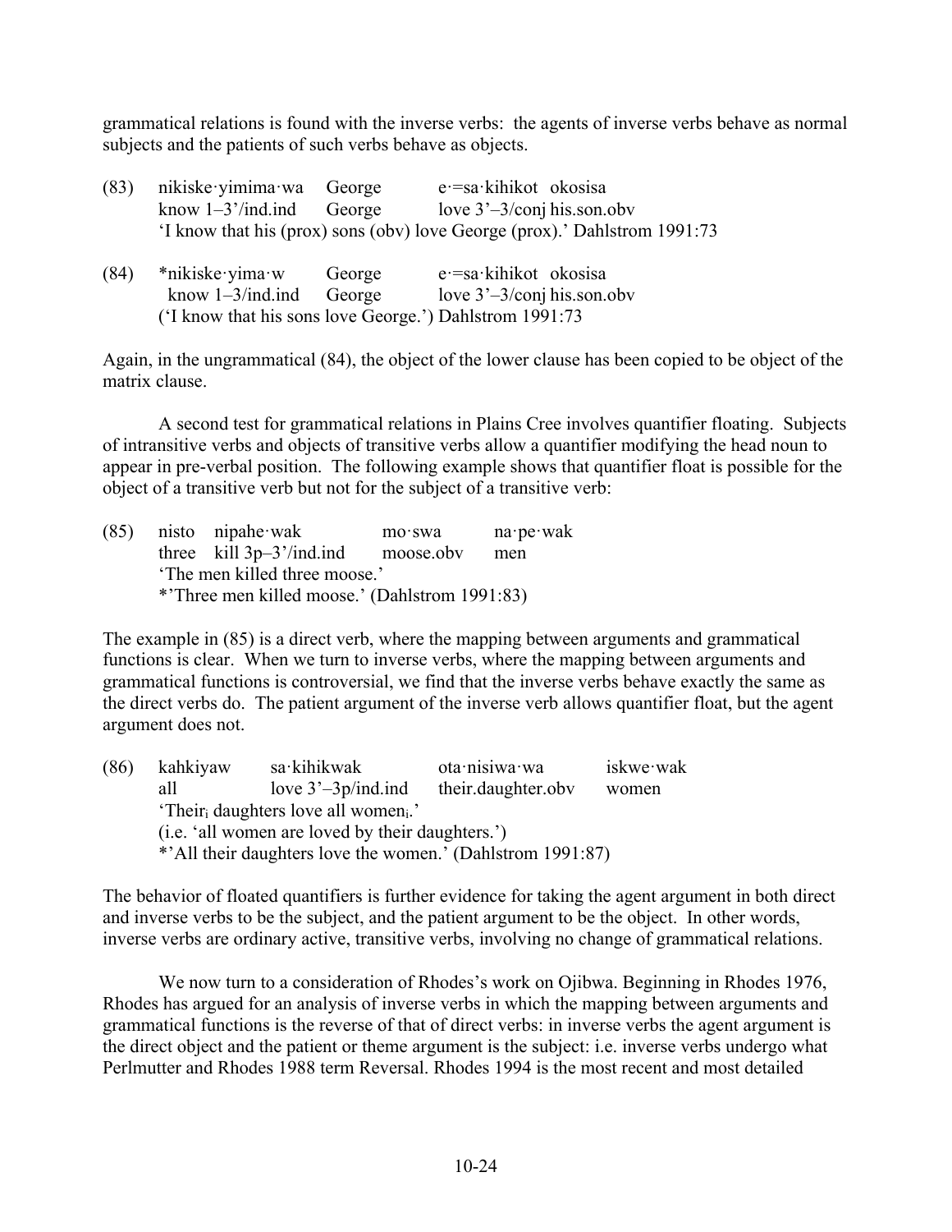grammatical relations is found with the inverse verbs: the agents of inverse verbs behave as normal subjects and the patients of such verbs behave as objects.

(83) nikiske·yimima·wa George e·=sa·kihikot okosisa
know 1–3'/ind.ind George love 3'–3/conj his.son.obv
'I know that his (prox) sons (obv) love George (prox).' Dahlstrom 1991:73

(84) *nikiske·yima·w George e·=sa·kihikot okosisa
know 1–3/ind.ind George love 3'–3/conj his.son.obv
('I know that his sons love George.') Dahlstrom 1991:73

Again, in the ungrammatical (84), the object of the lower clause has been copied to be object of the matrix clause.

A second test for grammatical relations in Plains Cree involves quantifier floating. Subjects of intransitive verbs and objects of transitive verbs allow a quantifier modifying the head noun to appear in pre-verbal position. The following example shows that quantifier float is possible for the object of a transitive verb but not for the subject of a transitive verb:

(85) nisto nipahe·wak mo·swa na·pe·wak
three kill 3p–3'/ind.ind moose.obv men
'The men killed three moose.'
*'Three men killed moose.' (Dahlstrom 1991:83)

The example in (85) is a direct verb, where the mapping between arguments and grammatical functions is clear. When we turn to inverse verbs, where the mapping between arguments and grammatical functions is controversial, we find that the inverse verbs behave exactly the same as the direct verbs do. The patient argument of the inverse verb allows quantifier float, but the agent argument does not.

(86) kahkiyaw sa·kihikwak ota·nisiwa·wa iskwe·wak
all love 3'–3p/ind.ind their.daughter.obv women
'Their$_i$ daughters love all women$_i$.'
(i.e. 'all women are loved by their daughters.')
*'All their daughters love the women.' (Dahlstrom 1991:87)

The behavior of floated quantifiers is further evidence for taking the agent argument in both direct and inverse verbs to be the subject, and the patient argument to be the object. In other words, inverse verbs are ordinary active, transitive verbs, involving no change of grammatical relations.

We now turn to a consideration of Rhodes's work on Ojibwa. Beginning in Rhodes 1976, Rhodes has argued for an analysis of inverse verbs in which the mapping between arguments and grammatical functions is the reverse of that of direct verbs: in inverse verbs the agent argument is the direct object and the patient or theme argument is the subject: i.e. inverse verbs undergo what Perlmutter and Rhodes 1988 term Reversal. Rhodes 1994 is the most recent and most detailed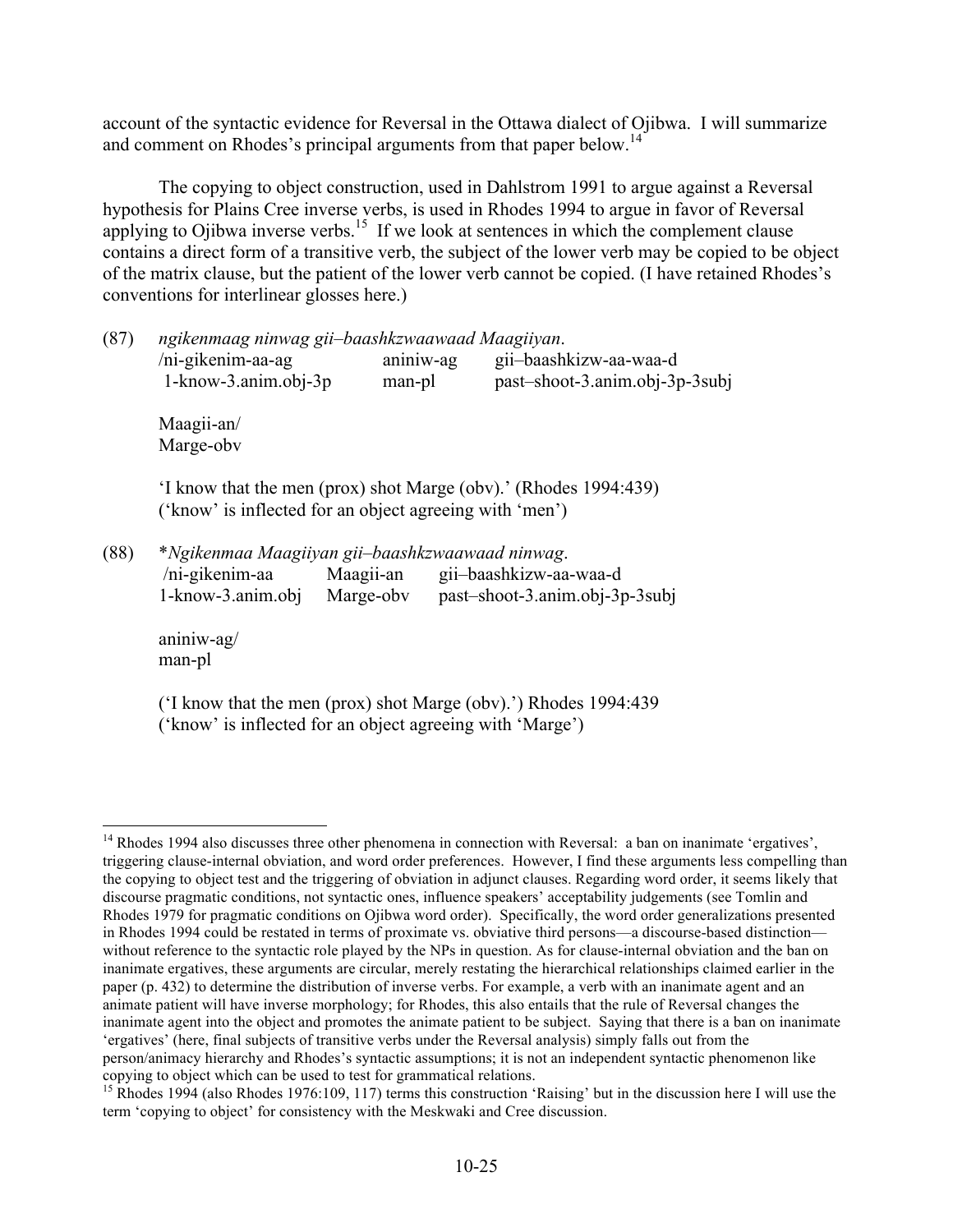account of the syntactic evidence for Reversal in the Ottawa dialect of Ojibwa. I will summarize and comment on Rhodes's principal arguments from that paper below.[14]

The copying to object construction, used in Dahlstrom 1991 to argue against a Reversal hypothesis for Plains Cree inverse verbs, is used in Rhodes 1994 to argue in favor of Reversal applying to Ojibwa inverse verbs.[15] If we look at sentences in which the complement clause contains a direct form of a transitive verb, the subject of the lower verb may be copied to be object of the matrix clause, but the patient of the lower verb cannot be copied. (I have retained Rhodes's conventions for interlinear glosses here.)

(87) *ngikenmaag ninwag gii–baashkzwaawaad Maagiiyan.*

| /ni-gikenim-aa-ag | aniniw-ag | gii–baashkizw-aa-waa-d |
|---|---|---|
| 1-know-3.anim.obj-3p | man-pl | past–shoot-3.anim.obj-3p-3subj |

Maagii-an/
Marge-obv

'I know that the men (prox) shot Marge (obv).' (Rhodes 1994:439)
('know' is inflected for an object agreeing with 'men')

(88) \**Ngikenmaa Maagiiyan gii–baashkzwaawaad ninwag.*

| /ni-gikenim-aa | Maagii-an | gii–baashkizw-aa-waa-d |
|---|---|---|
| 1-know-3.anim.obj | Marge-obv | past–shoot-3.anim.obj-3p-3subj |

aniniw-ag/
man-pl

('I know that the men (prox) shot Marge (obv).') Rhodes 1994:439
('know' is inflected for an object agreeing with 'Marge')

---

[14] Rhodes 1994 also discusses three other phenomena in connection with Reversal: a ban on inanimate 'ergatives', triggering clause-internal obviation, and word order preferences. However, I find these arguments less compelling than the copying to object test and the triggering of obviation in adjunct clauses. Regarding word order, it seems likely that discourse pragmatic conditions, not syntactic ones, influence speakers' acceptability judgements (see Tomlin and Rhodes 1979 for pragmatic conditions on Ojibwa word order). Specifically, the word order generalizations presented in Rhodes 1994 could be restated in terms of proximate vs. obviative third persons—a discourse-based distinction—without reference to the syntactic role played by the NPs in question. As for clause-internal obviation and the ban on inanimate ergatives, these arguments are circular, merely restating the hierarchical relationships claimed earlier in the paper (p. 432) to determine the distribution of inverse verbs. For example, a verb with an inanimate agent and an animate patient will have inverse morphology; for Rhodes, this also entails that the rule of Reversal changes the inanimate agent into the object and promotes the animate patient to be subject. Saying that there is a ban on inanimate 'ergatives' (here, final subjects of transitive verbs under the Reversal analysis) simply falls out from the person/animacy hierarchy and Rhodes's syntactic assumptions; it is not an independent syntactic phenomenon like copying to object which can be used to test for grammatical relations.

[15] Rhodes 1994 (also Rhodes 1976:109, 117) terms this construction 'Raising' but in the discussion here I will use the term 'copying to object' for consistency with the Meskwaki and Cree discussion.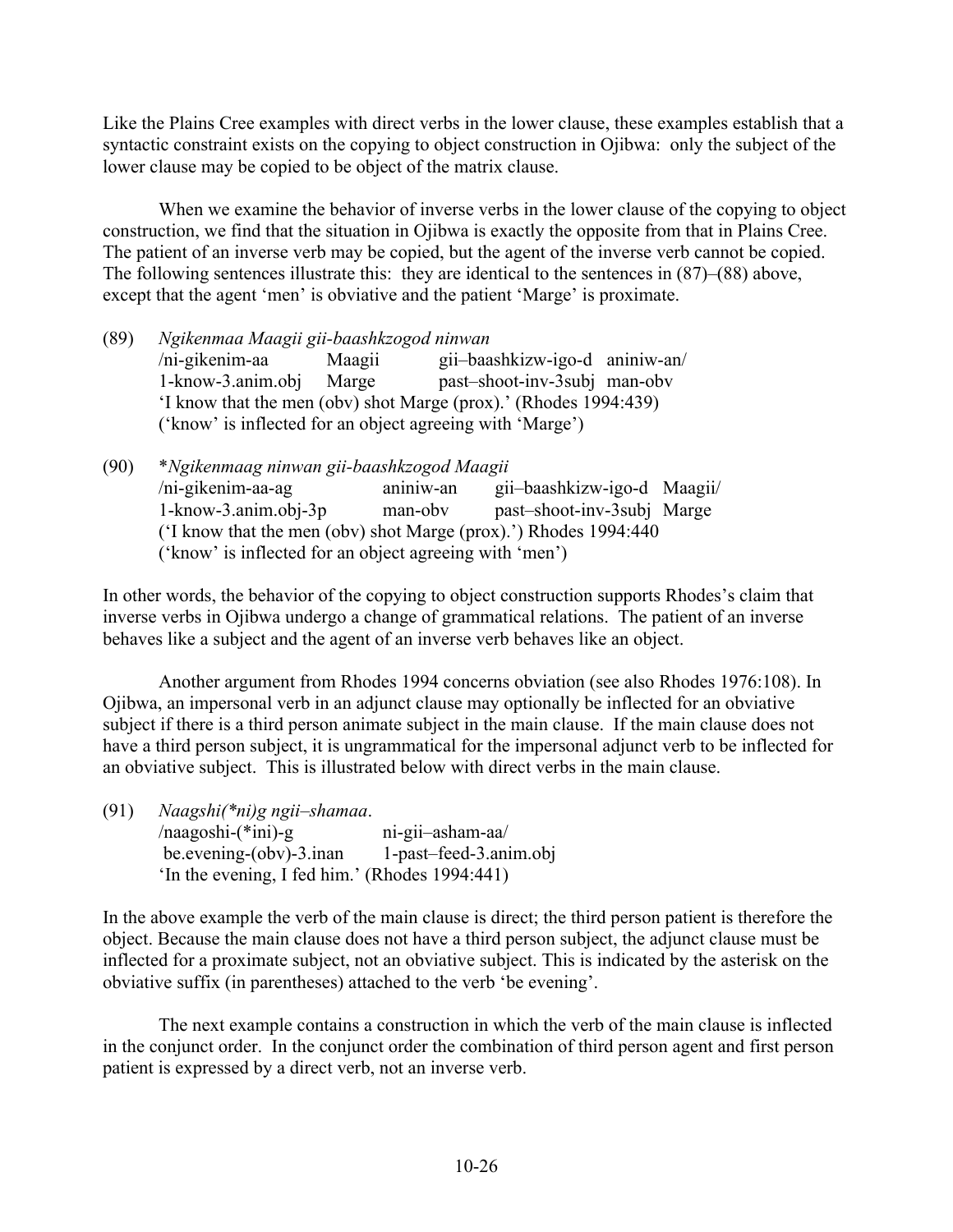Like the Plains Cree examples with direct verbs in the lower clause, these examples establish that a syntactic constraint exists on the copying to object construction in Ojibwa: only the subject of the lower clause may be copied to be object of the matrix clause.

When we examine the behavior of inverse verbs in the lower clause of the copying to object construction, we find that the situation in Ojibwa is exactly the opposite from that in Plains Cree. The patient of an inverse verb may be copied, but the agent of the inverse verb cannot be copied. The following sentences illustrate this: they are identical to the sentences in (87)–(88) above, except that the agent 'men' is obviative and the patient 'Marge' is proximate.

(89) *Ngikenmaa Maagii gii-baashkzogod ninwan*
/ni-gikenim-aa Maagii gii–baashkizw-igo-d aniniw-an/
1-know-3.anim.obj Marge past–shoot-inv-3subj man-obv
'I know that the men (obv) shot Marge (prox).' (Rhodes 1994:439)
('know' is inflected for an object agreeing with 'Marge')

(90) \**Ngikenmaag ninwan gii-baashkzogod Maagii*
/ni-gikenim-aa-ag aniniw-an gii–baashkizw-igo-d Maagii/
1-know-3.anim.obj-3p man-obv past–shoot-inv-3subj Marge
('I know that the men (obv) shot Marge (prox).') Rhodes 1994:440
('know' is inflected for an object agreeing with 'men')

In other words, the behavior of the copying to object construction supports Rhodes's claim that inverse verbs in Ojibwa undergo a change of grammatical relations. The patient of an inverse behaves like a subject and the agent of an inverse verb behaves like an object.

Another argument from Rhodes 1994 concerns obviation (see also Rhodes 1976:108). In Ojibwa, an impersonal verb in an adjunct clause may optionally be inflected for an obviative subject if there is a third person animate subject in the main clause. If the main clause does not have a third person subject, it is ungrammatical for the impersonal adjunct verb to be inflected for an obviative subject. This is illustrated below with direct verbs in the main clause.

(91) *Naagshi(\*ni)g ngii–shamaa*.
/naagoshi-(\*ini)-g ni-gii–asham-aa/
be.evening-(obv)-3.inan 1-past–feed-3.anim.obj
'In the evening, I fed him.' (Rhodes 1994:441)

In the above example the verb of the main clause is direct; the third person patient is therefore the object. Because the main clause does not have a third person subject, the adjunct clause must be inflected for a proximate subject, not an obviative subject. This is indicated by the asterisk on the obviative suffix (in parentheses) attached to the verb 'be evening'.

The next example contains a construction in which the verb of the main clause is inflected in the conjunct order. In the conjunct order the combination of third person agent and first person patient is expressed by a direct verb, not an inverse verb.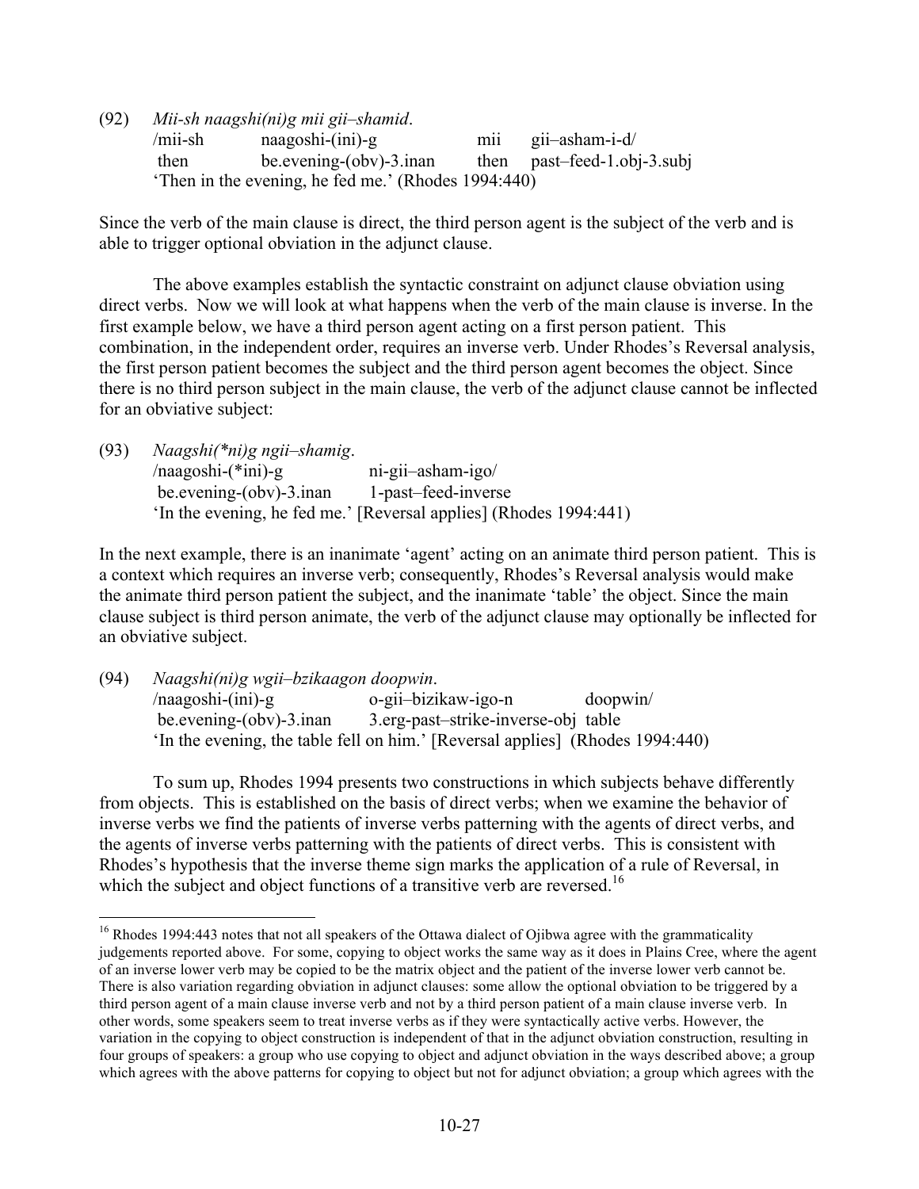(92) *Mii-sh naagshi(ni)g mii gii–shamid*.

| /mii-sh | naagoshi-(ini)-g | mii | gii–asham-i-d/ |
|---|---|---|---|
| then | be.evening-(obv)-3.inan | then | past–feed-1.obj-3.subj |

'Then in the evening, he fed me.' (Rhodes 1994:440)

Since the verb of the main clause is direct, the third person agent is the subject of the verb and is able to trigger optional obviation in the adjunct clause.

The above examples establish the syntactic constraint on adjunct clause obviation using direct verbs. Now we will look at what happens when the verb of the main clause is inverse. In the first example below, we have a third person agent acting on a first person patient. This combination, in the independent order, requires an inverse verb. Under Rhodes's Reversal analysis, the first person patient becomes the subject and the third person agent becomes the object. Since there is no third person subject in the main clause, the verb of the adjunct clause cannot be inflected for an obviative subject:

(93) *Naagshi(\*ni)g ngii–shamig*.

| /naagoshi-(*ini)-g | ni-gii–asham-igo/ |
|---|---|
| be.evening-(obv)-3.inan | 1-past–feed-inverse |

'In the evening, he fed me.' [Reversal applies] (Rhodes 1994:441)

In the next example, there is an inanimate 'agent' acting on an animate third person patient. This is a context which requires an inverse verb; consequently, Rhodes's Reversal analysis would make the animate third person patient the subject, and the inanimate 'table' the object. Since the main clause subject is third person animate, the verb of the adjunct clause may optionally be inflected for an obviative subject.

(94) *Naagshi(ni)g wgii–bzikaagon doopwin*.

| /naagoshi-(ini)-g | o-gii–bizikaw-igo-n | doopwin/ |
|---|---|---|
| be.evening-(obv)-3.inan | 3.erg-past–strike-inverse-obj | table |

'In the evening, the table fell on him.' [Reversal applies] (Rhodes 1994:440)

To sum up, Rhodes 1994 presents two constructions in which subjects behave differently from objects. This is established on the basis of direct verbs; when we examine the behavior of inverse verbs we find the patients of inverse verbs patterning with the agents of direct verbs, and the agents of inverse verbs patterning with the patients of direct verbs. This is consistent with Rhodes's hypothesis that the inverse theme sign marks the application of a rule of Reversal, in which the subject and object functions of a transitive verb are reversed.[16]

---

[16] Rhodes 1994:443 notes that not all speakers of the Ottawa dialect of Ojibwa agree with the grammaticality judgements reported above. For some, copying to object works the same way as it does in Plains Cree, where the agent of an inverse lower verb may be copied to be the matrix object and the patient of the inverse lower verb cannot be. There is also variation regarding obviation in adjunct clauses: some allow the optional obviation to be triggered by a third person agent of a main clause inverse verb and not by a third person patient of a main clause inverse verb. In other words, some speakers seem to treat inverse verbs as if they were syntactically active verbs. However, the variation in the copying to object construction is independent of that in the adjunct obviation construction, resulting in four groups of speakers: a group who use copying to object and adjunct obviation in the ways described above; a group which agrees with the above patterns for copying to object but not for adjunct obviation; a group which agrees with the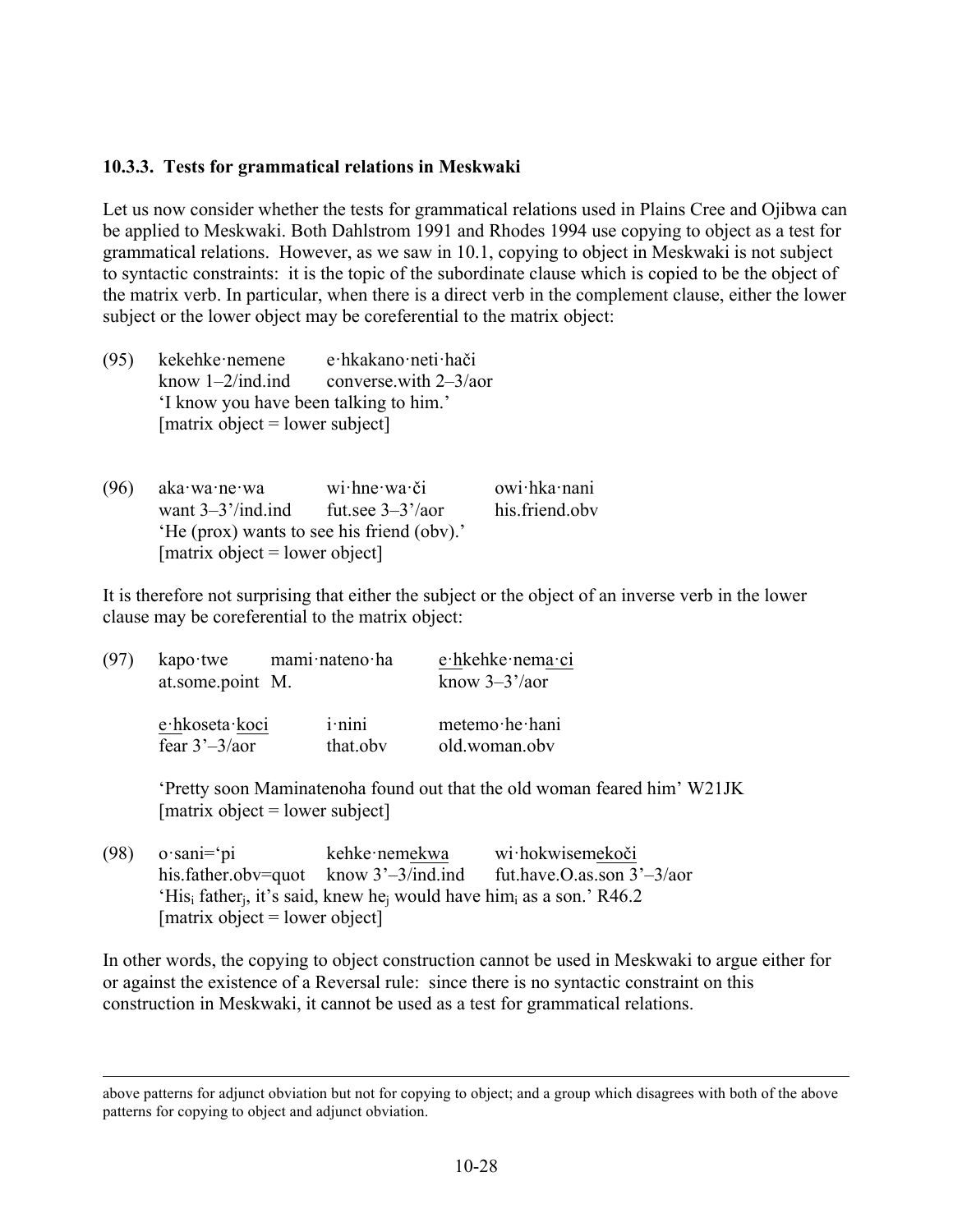### 10.3.3. Tests for grammatical relations in Meskwaki

Let us now consider whether the tests for grammatical relations used in Plains Cree and Ojibwa can be applied to Meskwaki. Both Dahlstrom 1991 and Rhodes 1994 use copying to object as a test for grammatical relations. However, as we saw in 10.1, copying to object in Meskwaki is not subject to syntactic constraints: it is the topic of the subordinate clause which is copied to be the object of the matrix verb. In particular, when there is a direct verb in the complement clause, either the lower subject or the lower object may be coreferential to the matrix object:

(95) kekehke·nemene e·hkakano·neti·hači
know 1–2/ind.ind converse.with 2–3/aor
'I know you have been talking to him.'
[matrix object = lower subject]

(96) aka·wa·ne·wa wi·hne·wa·či owi·hka·nani
want 3–3'/ind.ind fut.see 3–3'/aor his.friend.obv
'He (prox) wants to see his friend (obv).'
[matrix object = lower object]

It is therefore not surprising that either the subject or the object of an inverse verb in the lower clause may be coreferential to the matrix object:

(97) kapo·twe mami·nateno·ha e·hkehke·nema·ci
at.some.point M. know 3–3'/aor

e·hkoseta·koci i·nini metemo·he·hani
fear 3'–3/aor that.obv old.woman.obv

'Pretty soon Maminatenoha found out that the old woman feared him' W21JK
[matrix object = lower subject]

(98) o·sani='pi kehke·nemekwa wi·hokwisemekoči
his.father.obv=quot know 3'–3/ind.ind fut.have.O.as.son 3'–3/aor
'His$_i$ father$_j$, it's said, knew he$_j$ would have him$_i$ as a son.' R46.2
[matrix object = lower object]

In other words, the copying to object construction cannot be used in Meskwaki to argue either for or against the existence of a Reversal rule: since there is no syntactic constraint on this construction in Meskwaki, it cannot be used as a test for grammatical relations.

---

above patterns for adjunct obviation but not for copying to object; and a group which disagrees with both of the above patterns for copying to object and adjunct obviation.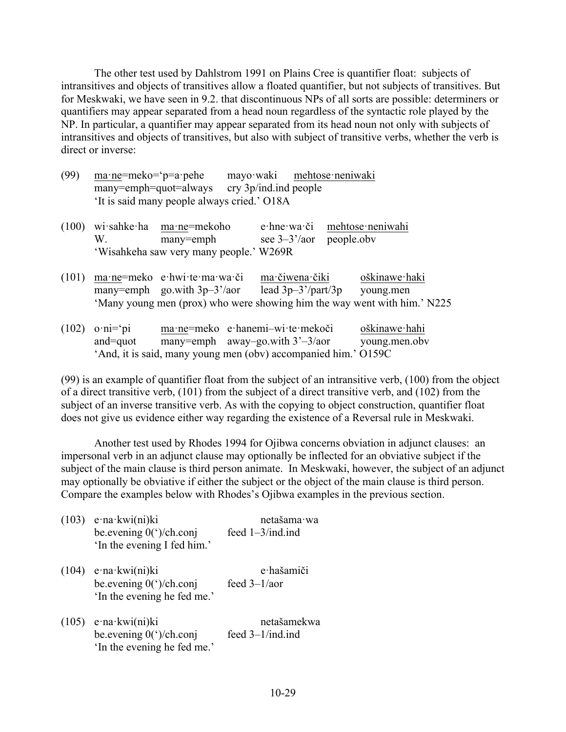The other test used by Dahlstrom 1991 on Plains Cree is quantifier float: subjects of intransitives and objects of transitives allow a floated quantifier, but not subjects of transitives. But for Meskwaki, we have seen in 9.2. that discontinuous NPs of all sorts are possible: determiners or quantifiers may appear separated from a head noun regardless of the syntactic role played by the NP. In particular, a quantifier may appear separated from its head noun not only with subjects of intransitives and objects of transitives, but also with subject of transitive verbs, whether the verb is direct or inverse:

(99) <u>ma·ne</u>=meko=ʼp=a·pehe mayo·waki <u>mehtose·neniwaki</u>
many=emph=quot=always cry 3p/ind.ind people
'It is said many people always cried.' O18A

(100) wi·sahke·ha <u>ma·ne</u>=mekoho e·hne·wa·či <u>mehtose·neniwahi</u>
W. many=emph see 3–3'/aor people.obv
'Wisahkeha saw very many people.' W269R

(101) <u>ma·ne</u>=meko e·hwi·te·ma·wa·či <u>ma·čiwena·čiki</u> <u>oškinawe·haki</u>
many=emph go.with 3p–3'/aor lead 3p–3'/part/3p young.men
'Many young men (prox) who were showing him the way went with him.' N225

(102) o·ni=ʼpi <u>ma·ne</u>=meko e·hanemi–wi·te·mekoči <u>oškinawe·hahi</u>
and=quot many=emph away–go.with 3'–3/aor young.men.obv
'And, it is said, many young men (obv) accompanied him.' O159C

(99) is an example of quantifier float from the subject of an intransitive verb, (100) from the object of a direct transitive verb, (101) from the subject of a direct transitive verb, and (102) from the subject of an inverse transitive verb. As with the copying to object construction, quantifier float does not give us evidence either way regarding the existence of a Reversal rule in Meskwaki.

Another test used by Rhodes 1994 for Ojibwa concerns obviation in adjunct clauses: an impersonal verb in an adjunct clause may optionally be inflected for an obviative subject if the subject of the main clause is third person animate. In Meskwaki, however, the subject of an adjunct may optionally be obviative if either the subject or the object of the main clause is third person. Compare the examples below with Rhodes's Ojibwa examples in the previous section.

(103) e·na·kwi(ni)ki netašama·wa
be.evening 0(ʼ)/ch.conj feed 1–3/ind.ind
'In the evening I fed him.'

(104) e·na·kwi(ni)ki e·hašamiči
be.evening 0(ʼ)/ch.conj feed 3–1/aor
'In the evening he fed me.'

(105) e·na·kwi(ni)ki netašamekwa
be.evening 0(ʼ)/ch.conj feed 3–1/ind.ind
'In the evening he fed me.'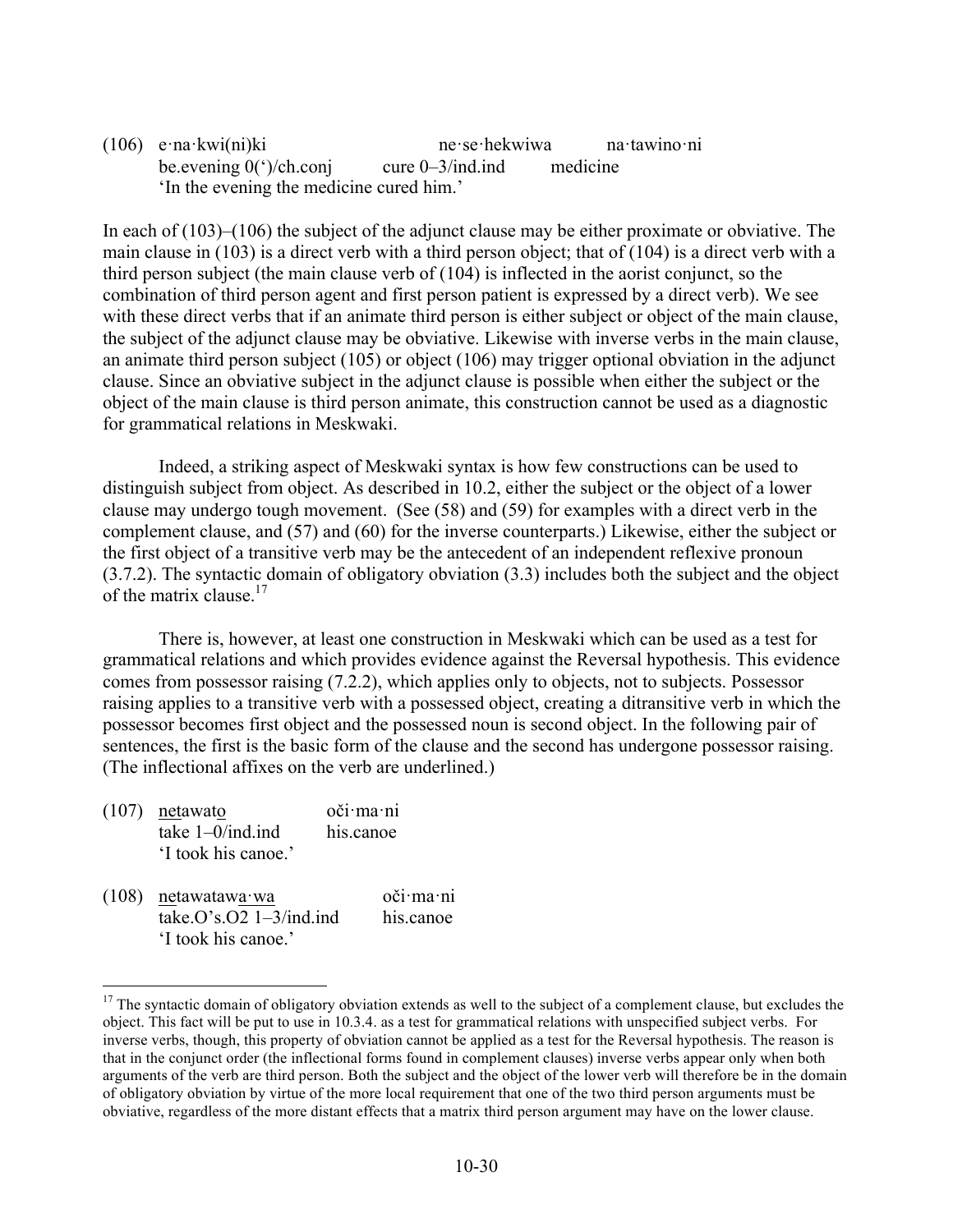(106) e·na·kwi(ni)ki ne·se·hekwiwa na·tawino·ni
be.evening 0(')/ch.conj cure 0–3/ind.ind medicine
'In the evening the medicine cured him.'

In each of (103)–(106) the subject of the adjunct clause may be either proximate or obviative. The main clause in (103) is a direct verb with a third person object; that of (104) is a direct verb with a third person subject (the main clause verb of (104) is inflected in the aorist conjunct, so the combination of third person agent and first person patient is expressed by a direct verb). We see with these direct verbs that if an animate third person is either subject or object of the main clause, the subject of the adjunct clause may be obviative. Likewise with inverse verbs in the main clause, an animate third person subject (105) or object (106) may trigger optional obviation in the adjunct clause. Since an obviative subject in the adjunct clause is possible when either the subject or the object of the main clause is third person animate, this construction cannot be used as a diagnostic for grammatical relations in Meskwaki.

Indeed, a striking aspect of Meskwaki syntax is how few constructions can be used to distinguish subject from object. As described in 10.2, either the subject or the object of a lower clause may undergo tough movement. (See (58) and (59) for examples with a direct verb in the complement clause, and (57) and (60) for the inverse counterparts.) Likewise, either the subject or the first object of a transitive verb may be the antecedent of an independent reflexive pronoun (3.7.2). The syntactic domain of obligatory obviation (3.3) includes both the subject and the object of the matrix clause.[17]

There is, however, at least one construction in Meskwaki which can be used as a test for grammatical relations and which provides evidence against the Reversal hypothesis. This evidence comes from possessor raising (7.2.2), which applies only to objects, not to subjects. Possessor raising applies to a transitive verb with a possessed object, creating a ditransitive verb in which the possessor becomes first object and the possessed noun is second object. In the following pair of sentences, the first is the basic form of the clause and the second has undergone possessor raising. (The inflectional affixes on the verb are underlined.)

(107) <u>net</u>awat<u>o</u> oči·ma·ni
take 1–0/ind.ind his.canoe
'I took his canoe.'

(108) <u>ne</u>tawataw<u>a·wa</u> oči·ma·ni
take.O's.O2 1–3/ind.ind his.canoe
'I took his canoe.'

---

[17] The syntactic domain of obligatory obviation extends as well to the subject of a complement clause, but excludes the object. This fact will be put to use in 10.3.4. as a test for grammatical relations with unspecified subject verbs. For inverse verbs, though, this property of obviation cannot be applied as a test for the Reversal hypothesis. The reason is that in the conjunct order (the inflectional forms found in complement clauses) inverse verbs appear only when both arguments of the verb are third person. Both the subject and the object of the lower verb will therefore be in the domain of obligatory obviation by virtue of the more local requirement that one of the two third person arguments must be obviative, regardless of the more distant effects that a matrix third person argument may have on the lower clause.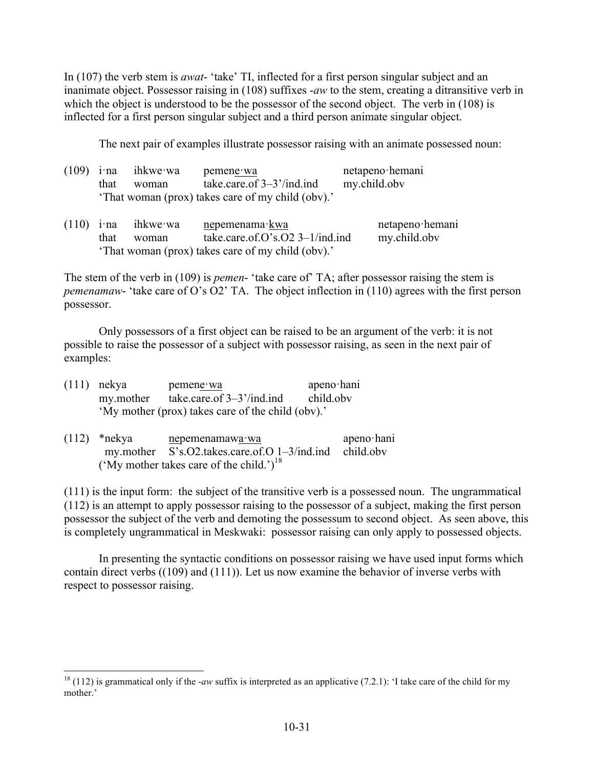In (107) the verb stem is *awat-* 'take' TI, inflected for a first person singular subject and an inanimate object. Possessor raising in (108) suffixes *-aw* to the stem, creating a ditransitive verb in which the object is understood to be the possessor of the second object. The verb in (108) is inflected for a first person singular subject and a third person animate singular object.

The next pair of examples illustrate possessor raising with an animate possessed noun:

(109) i·na ihkwe·wa pemen<u>e·wa</u> netapeno·hemani
that woman take.care.of 3–3'/ind.ind my.child.obv
'That woman (prox) takes care of my child (obv).'

(110) i·na ihkwe·wa <u>ne</u>pemenama·<u>kwa</u> netapeno·hemani
that woman take.care.of.O's.O2 3–1/ind.ind my.child.obv
'That woman (prox) takes care of my child (obv).'

The stem of the verb in (109) is *pemen-* 'take care of' TA; after possessor raising the stem is *pemenamaw-* 'take care of O's O2' TA. The object inflection in (110) agrees with the first person possessor.

Only possessors of a first object can be raised to be an argument of the verb: it is not possible to raise the possessor of a subject with possessor raising, as seen in the next pair of examples:

(111) nekya pemen<u>e·wa</u> apeno·hani
my.mother take.care.of 3–3'/ind.ind child.obv
'My mother (prox) takes care of the child (obv).'

(112) \*nekya <u>ne</u>pemenamaw<u>a·wa</u> apeno·hani
my.mother S's.O2.takes.care.of.O 1–3/ind.ind child.obv
('My mother takes care of the child.')[18]

(111) is the input form: the subject of the transitive verb is a possessed noun. The ungrammatical (112) is an attempt to apply possessor raising to the possessor of a subject, making the first person possessor the subject of the verb and demoting the possessum to second object. As seen above, this is completely ungrammatical in Meskwaki: possessor raising can only apply to possessed objects.

In presenting the syntactic conditions on possessor raising we have used input forms which contain direct verbs ((109) and (111)). Let us now examine the behavior of inverse verbs with respect to possessor raising.

[18] (112) is grammatical only if the *-aw* suffix is interpreted as an applicative (7.2.1): 'I take care of the child for my mother.'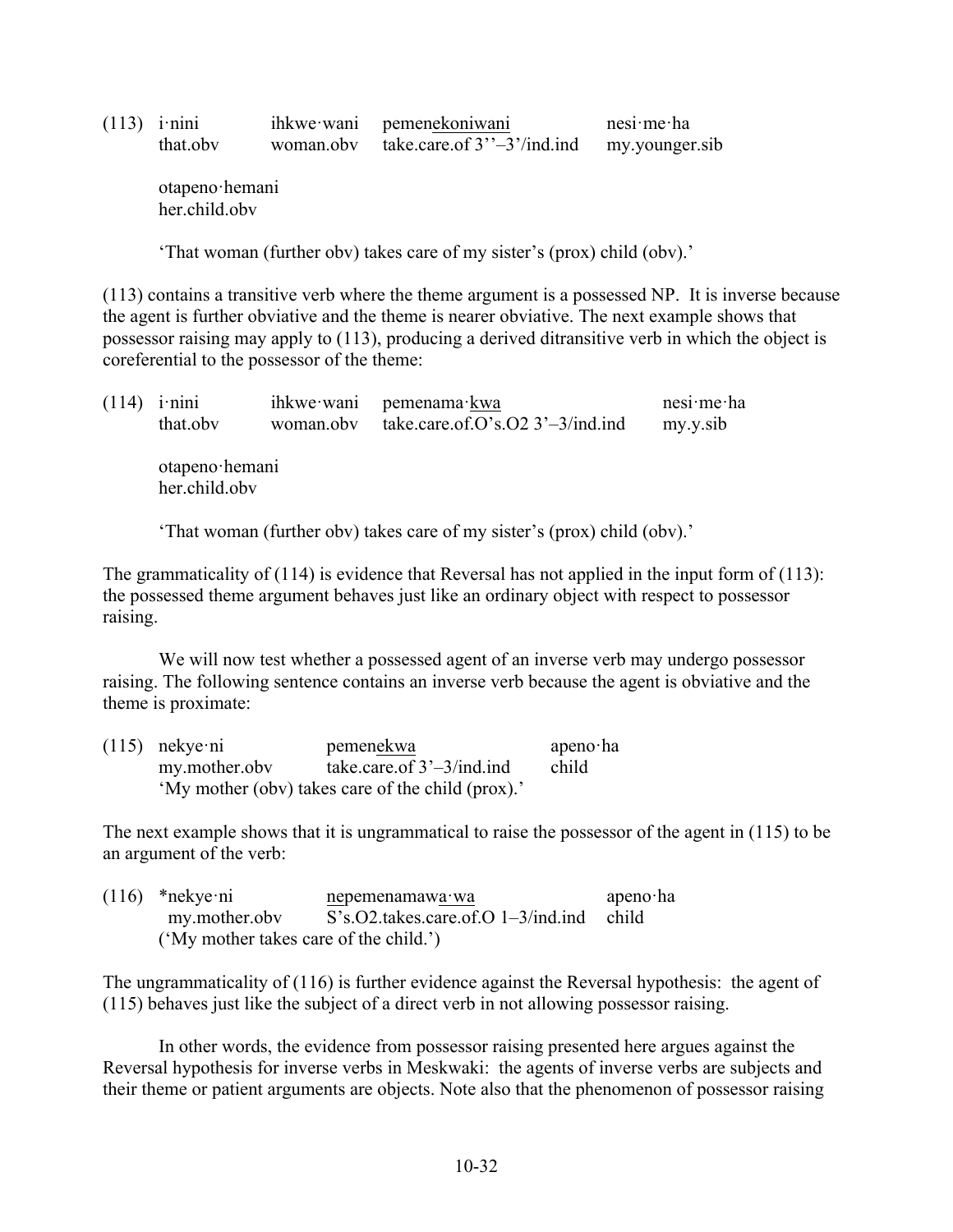(113) i·nini ihkwe·wani pemen<u>ekoniwani</u> nesi·me·ha
 that.obv woman.obv take.care.of 3''–3'/ind.ind my.younger.sib

 otapeno·hemani
 her.child.obv

 'That woman (further obv) takes care of my sister's (prox) child (obv).'

(113) contains a transitive verb where the theme argument is a possessed NP. It is inverse because the agent is further obviative and the theme is nearer obviative. The next example shows that possessor raising may apply to (113), producing a derived ditransitive verb in which the object is coreferential to the possessor of the theme:

(114) i·nini ihkwe·wani pemenama·<u>kwa</u> nesi·me·ha
 that.obv woman.obv take.care.of.O's.O2 3'–3/ind.ind my.y.sib

 otapeno·hemani
 her.child.obv

 'That woman (further obv) takes care of my sister's (prox) child (obv).'

The grammaticality of (114) is evidence that Reversal has not applied in the input form of (113): the possessed theme argument behaves just like an ordinary object with respect to possessor raising.

We will now test whether a possessed agent of an inverse verb may undergo possessor raising. The following sentence contains an inverse verb because the agent is obviative and the theme is proximate:

(115) nekye·ni pemen<u>ekwa</u> apeno·ha
 my.mother.obv take.care.of 3'–3/ind.ind child
 'My mother (obv) takes care of the child (prox).'

The next example shows that it is ungrammatical to raise the possessor of the agent in (115) to be an argument of the verb:

(116) *nekye·ni <u>ne</u>pemenamawa·<u>wa</u> apeno·ha
 my.mother.obv S's.O2.takes.care.of.O 1–3/ind.ind child
 ('My mother takes care of the child.')

The ungrammaticality of (116) is further evidence against the Reversal hypothesis: the agent of (115) behaves just like the subject of a direct verb in not allowing possessor raising.

In other words, the evidence from possessor raising presented here argues against the Reversal hypothesis for inverse verbs in Meskwaki: the agents of inverse verbs are subjects and their theme or patient arguments are objects. Note also that the phenomenon of possessor raising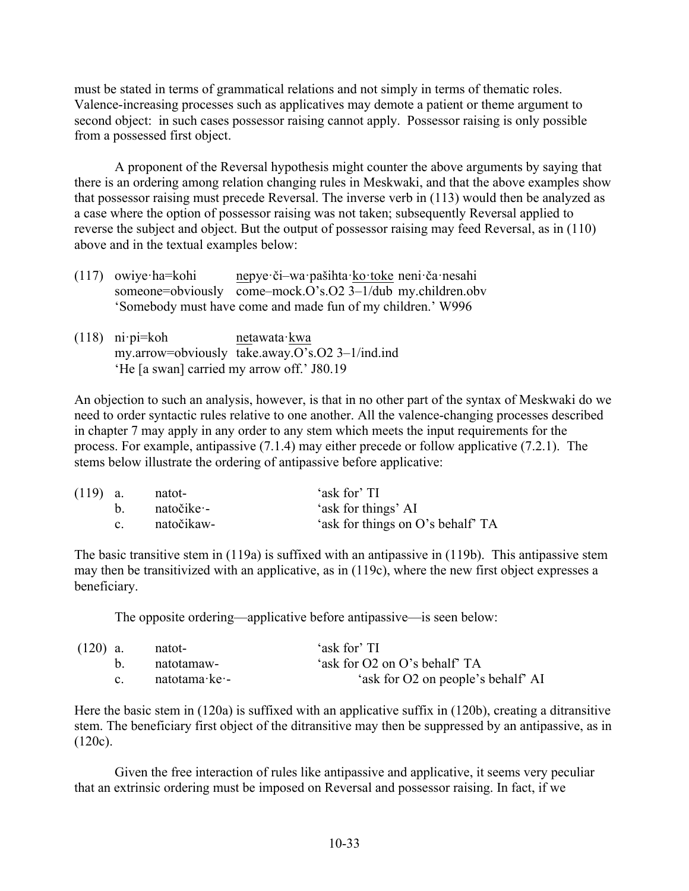must be stated in terms of grammatical relations and not simply in terms of thematic roles. Valence-increasing processes such as applicatives may demote a patient or theme argument to second object: in such cases possessor raising cannot apply. Possessor raising is only possible from a possessed first object.

A proponent of the Reversal hypothesis might counter the above arguments by saying that there is an ordering among relation changing rules in Meskwaki, and that the above examples show that possessor raising must precede Reversal. The inverse verb in (113) would then be analyzed as a case where the option of possessor raising was not taken; subsequently Reversal applied to reverse the subject and object. But the output of possessor raising may feed Reversal, as in (110) above and in the textual examples below:

(117) owiye·ha=kohi &emsp; <u>ne</u>pye·či–wa·pašihta·<u>ko·toke</u> neni·ča·nesahi
&emsp;&emsp;&emsp; someone=obviously &emsp; come–mock.O's.O2 3–1/dub my.children.obv
&emsp;&emsp;&emsp; 'Somebody must have come and made fun of my children.' W996

(118) ni·pi=koh &emsp; <u>net</u>awata·<u>kwa</u>
&emsp;&emsp;&emsp; my.arrow=obviously &emsp; take.away.O's.O2 3–1/ind.ind
&emsp;&emsp;&emsp; 'He [a swan] carried my arrow off.' J80.19

An objection to such an analysis, however, is that in no other part of the syntax of Meskwaki do we need to order syntactic rules relative to one another. All the valence-changing processes described in chapter 7 may apply in any order to any stem which meets the input requirements for the process. For example, antipassive (7.1.4) may either precede or follow applicative (7.2.1). The stems below illustrate the ordering of antipassive before applicative:

| (119) | a. | natot- | 'ask for' TI |
|---|---|---|---|
| | b. | natočike·- | 'ask for things' AI |
| | c. | natočikaw- | 'ask for things on O's behalf' TA |

The basic transitive stem in (119a) is suffixed with an antipassive in (119b). This antipassive stem may then be transitivized with an applicative, as in (119c), where the new first object expresses a beneficiary.

The opposite ordering—applicative before antipassive—is seen below:

| (120) | a. | natot- | 'ask for' TI |
|---|---|---|---|
| | b. | natotamaw- | 'ask for O2 on O's behalf' TA |
| | c. | natotama·ke·- | 'ask for O2 on people's behalf' AI |

Here the basic stem in (120a) is suffixed with an applicative suffix in (120b), creating a ditransitive stem. The beneficiary first object of the ditransitive may then be suppressed by an antipassive, as in (120c).

Given the free interaction of rules like antipassive and applicative, it seems very peculiar that an extrinsic ordering must be imposed on Reversal and possessor raising. In fact, if we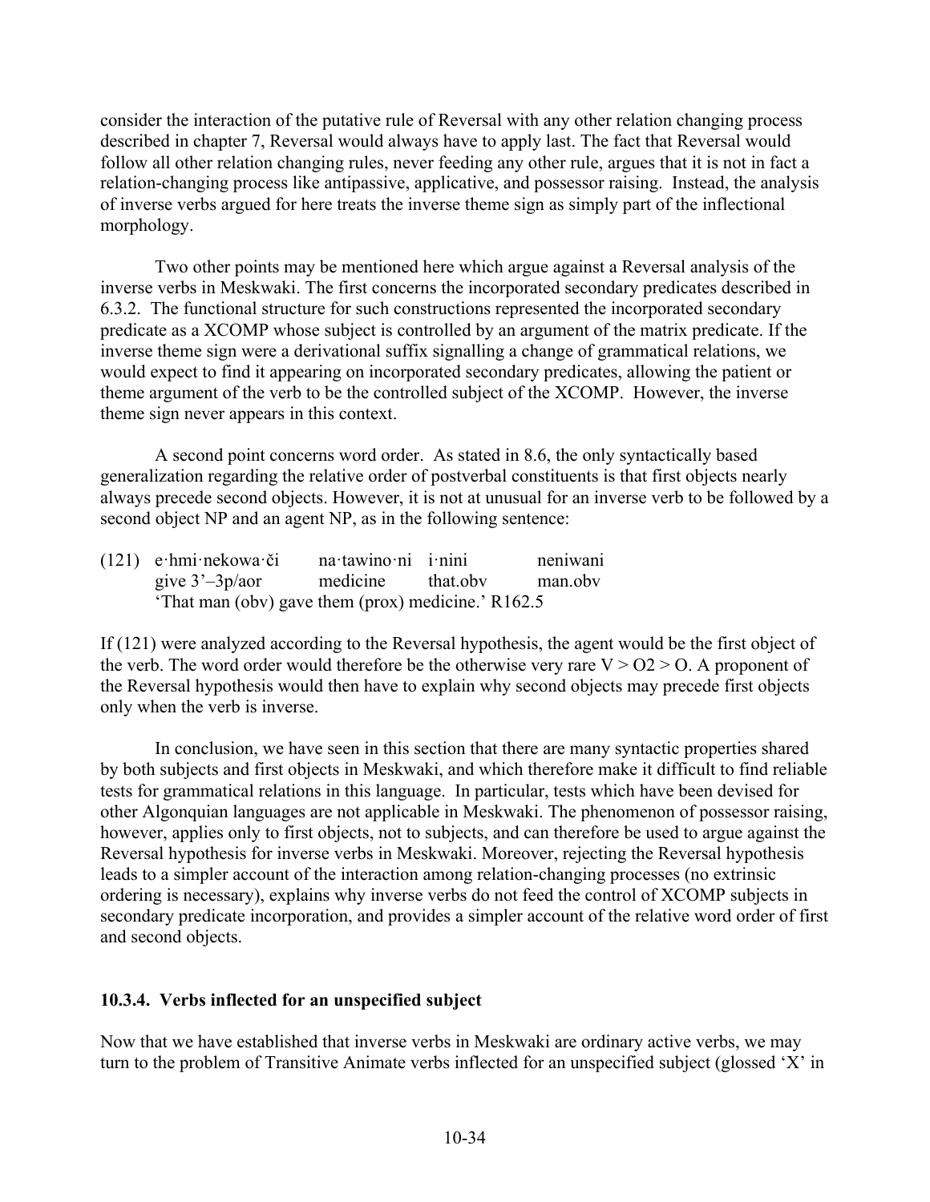consider the interaction of the putative rule of Reversal with any other relation changing process described in chapter 7, Reversal would always have to apply last. The fact that Reversal would follow all other relation changing rules, never feeding any other rule, argues that it is not in fact a relation-changing process like antipassive, applicative, and possessor raising. Instead, the analysis of inverse verbs argued for here treats the inverse theme sign as simply part of the inflectional morphology.

Two other points may be mentioned here which argue against a Reversal analysis of the inverse verbs in Meskwaki. The first concerns the incorporated secondary predicates described in 6.3.2. The functional structure for such constructions represented the incorporated secondary predicate as a XCOMP whose subject is controlled by an argument of the matrix predicate. If the inverse theme sign were a derivational suffix signalling a change of grammatical relations, we would expect to find it appearing on incorporated secondary predicates, allowing the patient or theme argument of the verb to be the controlled subject of the XCOMP. However, the inverse theme sign never appears in this context.

A second point concerns word order. As stated in 8.6, the only syntactically based generalization regarding the relative order of postverbal constituents is that first objects nearly always precede second objects. However, it is not at unusual for an inverse verb to be followed by a second object NP and an agent NP, as in the following sentence:

(121) e·hmi·nekowa·či &nbsp;&nbsp; na·tawino·ni &nbsp;&nbsp; i·nini &nbsp;&nbsp; neniwani
&nbsp;&nbsp;&nbsp;&nbsp;&nbsp;&nbsp;give 3'–3p/aor &nbsp;&nbsp; medicine &nbsp;&nbsp; that.obv &nbsp;&nbsp; man.obv
&nbsp;&nbsp;&nbsp;&nbsp;&nbsp;&nbsp;'That man (obv) gave them (prox) medicine.' R162.5

If (121) were analyzed according to the Reversal hypothesis, the agent would be the first object of the verb. The word order would therefore be the otherwise very rare V > O2 > O. A proponent of the Reversal hypothesis would then have to explain why second objects may precede first objects only when the verb is inverse.

In conclusion, we have seen in this section that there are many syntactic properties shared by both subjects and first objects in Meskwaki, and which therefore make it difficult to find reliable tests for grammatical relations in this language. In particular, tests which have been devised for other Algonquian languages are not applicable in Meskwaki. The phenomenon of possessor raising, however, applies only to first objects, not to subjects, and can therefore be used to argue against the Reversal hypothesis for inverse verbs in Meskwaki. Moreover, rejecting the Reversal hypothesis leads to a simpler account of the interaction among relation-changing processes (no extrinsic ordering is necessary), explains why inverse verbs do not feed the control of XCOMP subjects in secondary predicate incorporation, and provides a simpler account of the relative word order of first and second objects.

### 10.3.4. Verbs inflected for an unspecified subject

Now that we have established that inverse verbs in Meskwaki are ordinary active verbs, we may turn to the problem of Transitive Animate verbs inflected for an unspecified subject (glossed 'X' in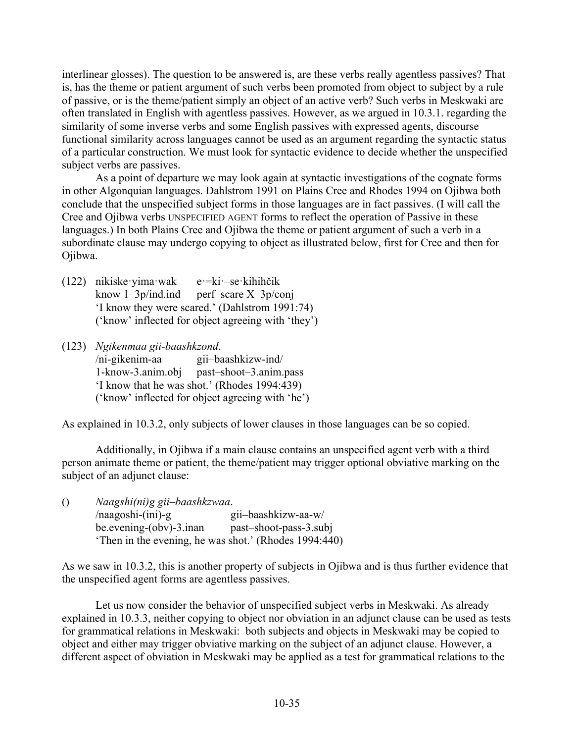interlinear glosses). The question to be answered is, are these verbs really agentless passives? That is, has the theme or patient argument of such verbs been promoted from object to subject by a rule of passive, or is the theme/patient simply an object of an active verb? Such verbs in Meskwaki are often translated in English with agentless passives. However, as we argued in 10.3.1. regarding the similarity of some inverse verbs and some English passives with expressed agents, discourse functional similarity across languages cannot be used as an argument regarding the syntactic status of a particular construction. We must look for syntactic evidence to decide whether the unspecified subject verbs are passives.

As a point of departure we may look again at syntactic investigations of the cognate forms in other Algonquian languages. Dahlstrom 1991 on Plains Cree and Rhodes 1994 on Ojibwa both conclude that the unspecified subject forms in those languages are in fact passives. (I will call the Cree and Ojibwa verbs UNSPECIFIED AGENT forms to reflect the operation of Passive in these languages.) In both Plains Cree and Ojibwa the theme or patient argument of such a verb in a subordinate clause may undergo copying to object as illustrated below, first for Cree and then for Ojibwa.

(122) nikiske·yima·wak e·=ki·–se·kihihčik
know 1–3p/ind.ind perf–scare X–3p/conj
'I know they were scared.' (Dahlstrom 1991:74)
('know' inflected for object agreeing with 'they')

(123) *Ngikenmaa gii-baashkzond*.
/ni-gikenim-aa gii–baashkizw-ind/
1-know-3.anim.obj past–shoot–3.anim.pass
'I know that he was shot.' (Rhodes 1994:439)
('know' inflected for object agreeing with 'he')

As explained in 10.3.2, only subjects of lower clauses in those languages can be so copied.

Additionally, in Ojibwa if a main clause contains an unspecified agent verb with a third person animate theme or patient, the theme/patient may trigger optional obviative marking on the subject of an adjunct clause:

() *Naagshi(ni)g gii–baashkzwaa*.
/naagoshi-(ini)-g gii–baashkizw-aa-w/
be.evening-(obv)-3.inan past–shoot-pass-3.subj
'Then in the evening, he was shot.' (Rhodes 1994:440)

As we saw in 10.3.2, this is another property of subjects in Ojibwa and is thus further evidence that the unspecified agent forms are agentless passives.

Let us now consider the behavior of unspecified subject verbs in Meskwaki. As already explained in 10.3.3, neither copying to object nor obviation in an adjunct clause can be used as tests for grammatical relations in Meskwaki: both subjects and objects in Meskwaki may be copied to object and either may trigger obviative marking on the subject of an adjunct clause. However, a different aspect of obviation in Meskwaki may be applied as a test for grammatical relations to the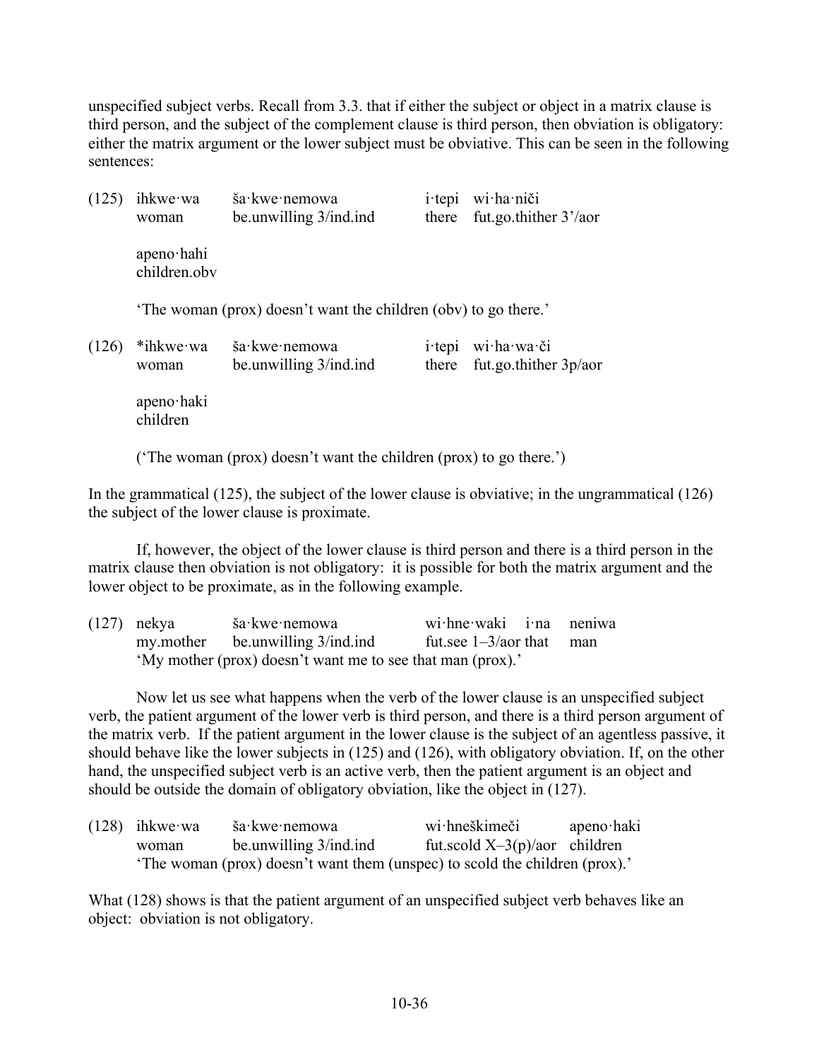unspecified subject verbs. Recall from 3.3. that if either the subject or object in a matrix clause is third person, and the subject of the complement clause is third person, then obviation is obligatory: either the matrix argument or the lower subject must be obviative. This can be seen in the following sentences:

(125) ihkwe·wa   ša·kwe·nemowa   i·tepi   wi·ha·niči
      woman   be.unwilling 3/ind.ind   there   fut.go.thither 3'/aor

      apeno·hahi
      children.obv

      'The woman (prox) doesn't want the children (obv) to go there.'

(126) *ihkwe·wa   ša·kwe·nemowa   i·tepi   wi·ha·wa·či
      woman   be.unwilling 3/ind.ind   there   fut.go.thither 3p/aor

      apeno·haki
      children

      ('The woman (prox) doesn't want the children (prox) to go there.')

In the grammatical (125), the subject of the lower clause is obviative; in the ungrammatical (126) the subject of the lower clause is proximate.

If, however, the object of the lower clause is third person and there is a third person in the matrix clause then obviation is not obligatory: it is possible for both the matrix argument and the lower object to be proximate, as in the following example.

(127) nekya   ša·kwe·nemowa   wi·hne·waki   i·na   neniwa
      my.mother   be.unwilling 3/ind.ind   fut.see 1–3/aor   that   man
      'My mother (prox) doesn't want me to see that man (prox).'

Now let us see what happens when the verb of the lower clause is an unspecified subject verb, the patient argument of the lower verb is third person, and there is a third person argument of the matrix verb. If the patient argument in the lower clause is the subject of an agentless passive, it should behave like the lower subjects in (125) and (126), with obligatory obviation. If, on the other hand, the unspecified subject verb is an active verb, then the patient argument is an object and should be outside the domain of obligatory obviation, like the object in (127).

(128) ihkwe·wa   ša·kwe·nemowa   wi·hneškimeči   apeno·haki
      woman   be.unwilling 3/ind.ind   fut.scold X–3(p)/aor   children
      'The woman (prox) doesn't want them (unspec) to scold the children (prox).'

What (128) shows is that the patient argument of an unspecified subject verb behaves like an object: obviation is not obligatory.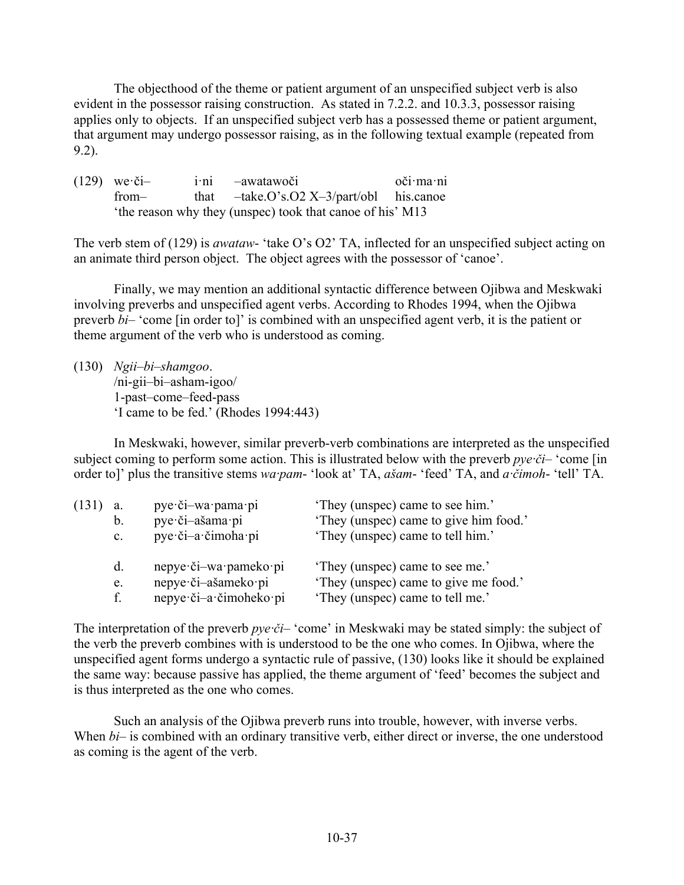The objecthood of the theme or patient argument of an unspecified subject verb is also evident in the possessor raising construction. As stated in 7.2.2. and 10.3.3, possessor raising applies only to objects. If an unspecified subject verb has a possessed theme or patient argument, that argument may undergo possessor raising, as in the following textual example (repeated from 9.2).

| (129) | we·či– | i·ni | –awatawoči | oči·ma·ni |
|---|---|---|---|---|
| | from– | that | –take.O's.O2 X–3/part/obl | his.canoe |
| | 'the reason why they (unspec) took that canoe of his' M13 | | | |

The verb stem of (129) is *awataw*- 'take O's O2' TA, inflected for an unspecified subject acting on an animate third person object. The object agrees with the possessor of 'canoe'.

Finally, we may mention an additional syntactic difference between Ojibwa and Meskwaki involving preverbs and unspecified agent verbs. According to Rhodes 1994, when the Ojibwa preverb *bi*– 'come [in order to]' is combined with an unspecified agent verb, it is the patient or theme argument of the verb who is understood as coming.

(130) *Ngii–bi–shamgoo*.
/ni-gii–bi–asham-igoo/
1-past–come–feed-pass
'I came to be fed.' (Rhodes 1994:443)

In Meskwaki, however, similar preverb-verb combinations are interpreted as the unspecified subject coming to perform some action. This is illustrated below with the preverb *pye·či*– 'come [in order to]' plus the transitive stems *wa·pam*- 'look at' TA, *ašam*- 'feed' TA, and *a·čimoh*- 'tell' TA.

| (131) | a. | pye·či–wa·pama·pi | 'They (unspec) came to see him.' |
|---|---|---|---|
| | b. | pye·či–ašama·pi | 'They (unspec) came to give him food.' |
| | c. | pye·či–a·čimoha·pi | 'They (unspec) came to tell him.' |
| | d. | nepye·či–wa·pameko·pi | 'They (unspec) came to see me.' |
| | e. | nepye·či–ašameko·pi | 'They (unspec) came to give me food.' |
| | f. | nepye·či–a·čimoheko·pi | 'They (unspec) came to tell me.' |

The interpretation of the preverb *pye·či*– 'come' in Meskwaki may be stated simply: the subject of the verb the preverb combines with is understood to be the one who comes. In Ojibwa, where the unspecified agent forms undergo a syntactic rule of passive, (130) looks like it should be explained the same way: because passive has applied, the theme argument of 'feed' becomes the subject and is thus interpreted as the one who comes.

Such an analysis of the Ojibwa preverb runs into trouble, however, with inverse verbs. When *bi*– is combined with an ordinary transitive verb, either direct or inverse, the one understood as coming is the agent of the verb.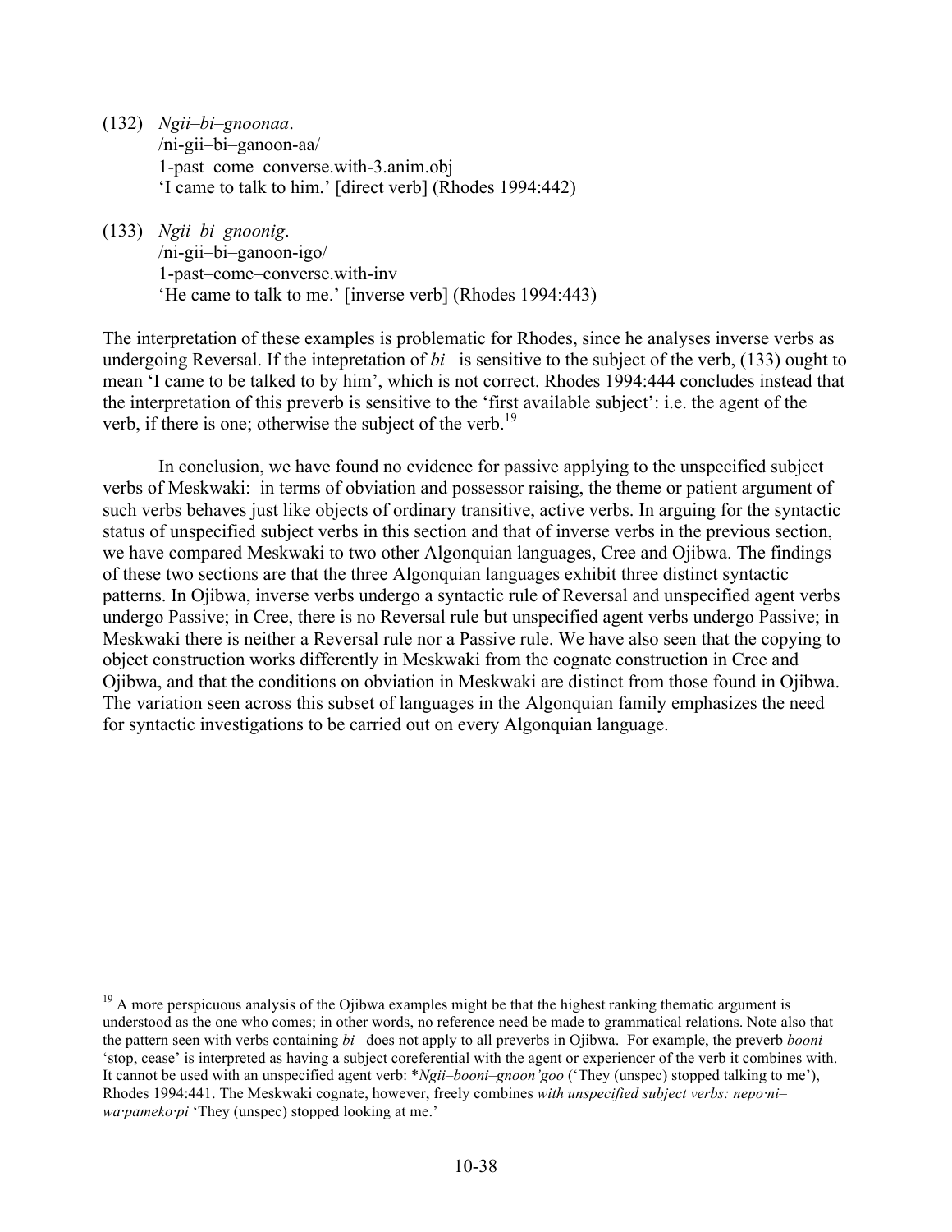(132) *Ngii–bi–gnoonaa*.
/ni-gii–bi–ganoon-aa/
1-past–come–converse.with-3.anim.obj
'I came to talk to him.' [direct verb] (Rhodes 1994:442)

(133) *Ngii–bi–gnoonig*.
/ni-gii–bi–ganoon-igo/
1-past–come–converse.with-inv
'He came to talk to me.' [inverse verb] (Rhodes 1994:443)

The interpretation of these examples is problematic for Rhodes, since he analyses inverse verbs as undergoing Reversal. If the intepretation of *bi*– is sensitive to the subject of the verb, (133) ought to mean 'I came to be talked to by him', which is not correct. Rhodes 1994:444 concludes instead that the interpretation of this preverb is sensitive to the 'first available subject': i.e. the agent of the verb, if there is one; otherwise the subject of the verb.[19]

In conclusion, we have found no evidence for passive applying to the unspecified subject verbs of Meskwaki: in terms of obviation and possessor raising, the theme or patient argument of such verbs behaves just like objects of ordinary transitive, active verbs. In arguing for the syntactic status of unspecified subject verbs in this section and that of inverse verbs in the previous section, we have compared Meskwaki to two other Algonquian languages, Cree and Ojibwa. The findings of these two sections are that the three Algonquian languages exhibit three distinct syntactic patterns. In Ojibwa, inverse verbs undergo a syntactic rule of Reversal and unspecified agent verbs undergo Passive; in Cree, there is no Reversal rule but unspecified agent verbs undergo Passive; in Meskwaki there is neither a Reversal rule nor a Passive rule. We have also seen that the copying to object construction works differently in Meskwaki from the cognate construction in Cree and Ojibwa, and that the conditions on obviation in Meskwaki are distinct from those found in Ojibwa. The variation seen across this subset of languages in the Algonquian family emphasizes the need for syntactic investigations to be carried out on every Algonquian language.

---

[19] A more perspicuous analysis of the Ojibwa examples might be that the highest ranking thematic argument is understood as the one who comes; in other words, no reference need be made to grammatical relations. Note also that the pattern seen with verbs containing *bi*– does not apply to all preverbs in Ojibwa. For example, the preverb *booni*– 'stop, cease' is interpreted as having a subject coreferential with the agent or experiencer of the verb it combines with. It cannot be used with an unspecified agent verb: \**Ngii–booni–gnoon'goo* ('They (unspec) stopped talking to me'), Rhodes 1994:441. The Meskwaki cognate, however, freely combines *with unspecified subject verbs: nepo·ni–wa·pameko·pi* 'They (unspec) stopped looking at me.'